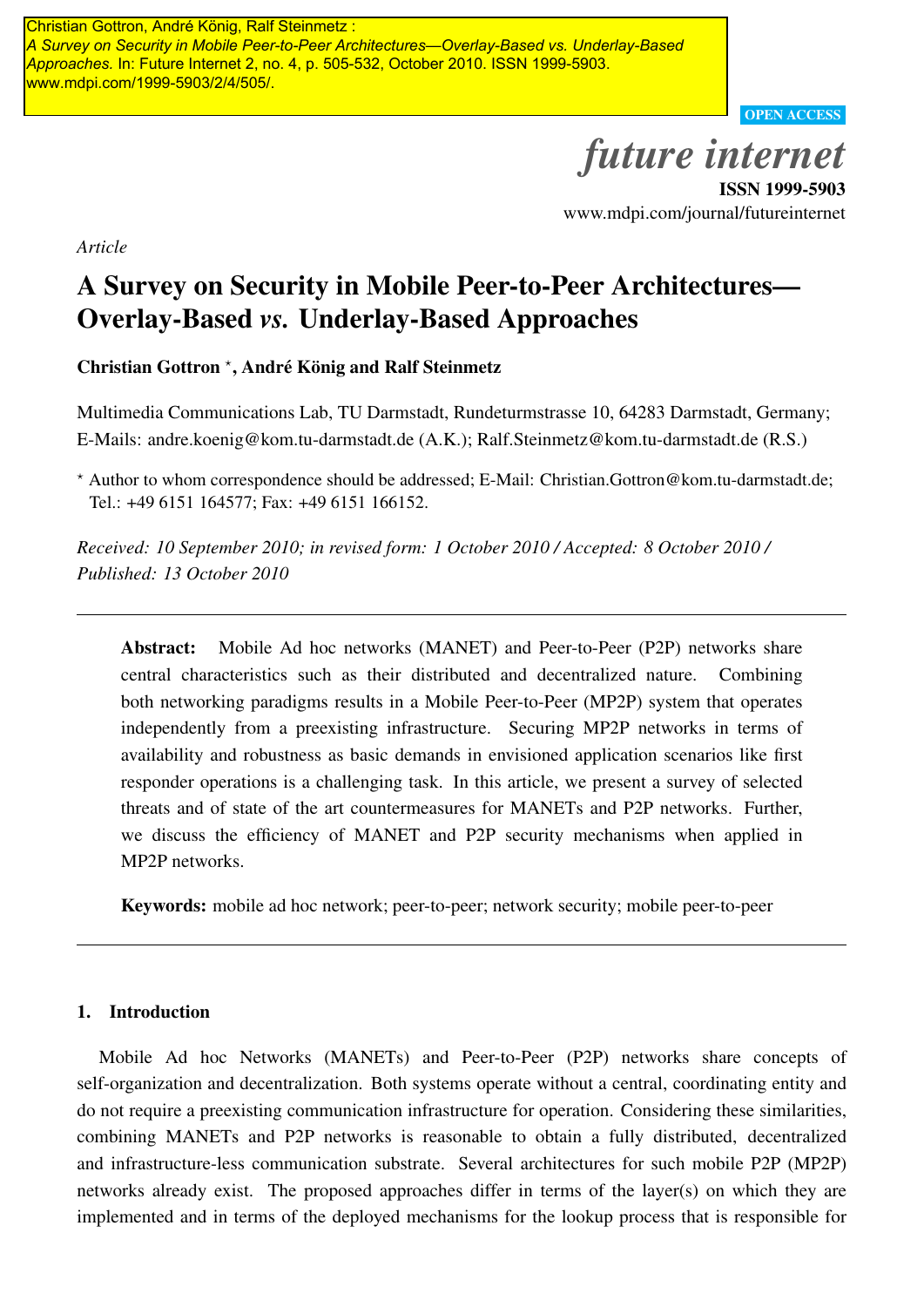Christian Gottron, André König, Ralf Steinmetz :
*A Survey on Security in Mobile Peer-to-Peer Architectures—Overlay-Based vs. Underlay-Based Approaches.* In: Future Internet 2, no. 4, p. 505-532, October 2010. ISSN 1999-5903. www.mdpi.com/1999-5903/2/4/505/.

OPEN ACCESS

*future internet*
**ISSN 1999-5903**
www.mdpi.com/journal/futureinternet

*Article*

# A Survey on Security in Mobile Peer-to-Peer Architectures—Overlay-Based *vs.* Underlay-Based Approaches

**Christian Gottron \*, André König and Ralf Steinmetz**

Multimedia Communications Lab, TU Darmstadt, Rundeturmstrasse 10, 64283 Darmstadt, Germany; E-Mails: andre.koenig@kom.tu-darmstadt.de (A.K.); Ralf.Steinmetz@kom.tu-darmstadt.de (R.S.)

\* Author to whom correspondence should be addressed; E-Mail: Christian.Gottron@kom.tu-darmstadt.de; Tel.: +49 6151 164577; Fax: +49 6151 166152.

*Received: 10 September 2010; in revised form: 1 October 2010 / Accepted: 8 October 2010 / Published: 13 October 2010*

**Abstract:** Mobile Ad hoc networks (MANET) and Peer-to-Peer (P2P) networks share central characteristics such as their distributed and decentralized nature. Combining both networking paradigms results in a Mobile Peer-to-Peer (MP2P) system that operates independently from a preexisting infrastructure. Securing MP2P networks in terms of availability and robustness as basic demands in envisioned application scenarios like first responder operations is a challenging task. In this article, we present a survey of selected threats and of state of the art countermeasures for MANETs and P2P networks. Further, we discuss the efficiency of MANET and P2P security mechanisms when applied in MP2P networks.

**Keywords:** mobile ad hoc network; peer-to-peer; network security; mobile peer-to-peer

## 1. Introduction

Mobile Ad hoc Networks (MANETs) and Peer-to-Peer (P2P) networks share concepts of self-organization and decentralization. Both systems operate without a central, coordinating entity and do not require a preexisting communication infrastructure for operation. Considering these similarities, combining MANETs and P2P networks is reasonable to obtain a fully distributed, decentralized and infrastructure-less communication substrate. Several architectures for such mobile P2P (MP2P) networks already exist. The proposed approaches differ in terms of the layer(s) on which they are implemented and in terms of the deployed mechanisms for the lookup process that is responsible for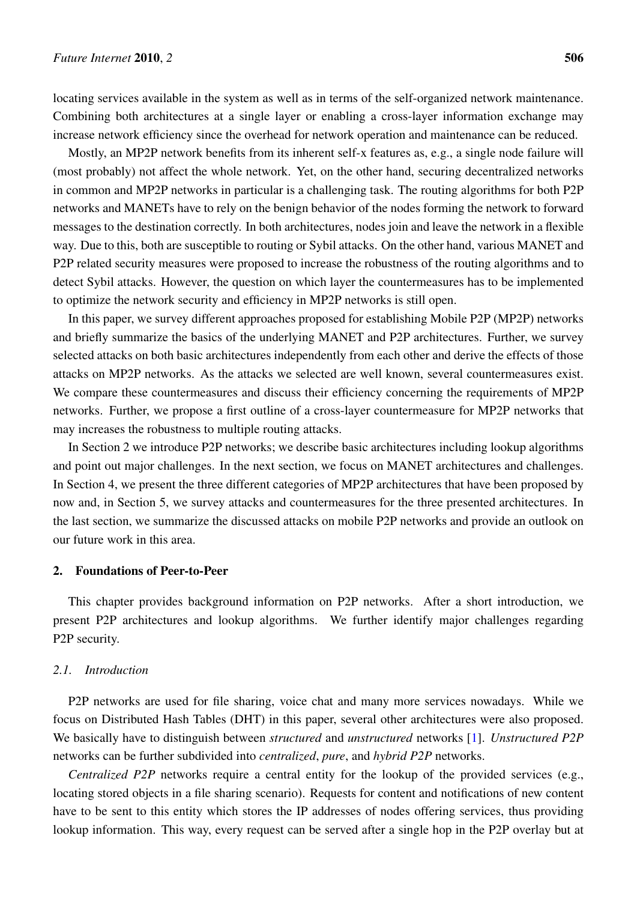locating services available in the system as well as in terms of the self-organized network maintenance. Combining both architectures at a single layer or enabling a cross-layer information exchange may increase network efficiency since the overhead for network operation and maintenance can be reduced.

Mostly, an MP2P network benefits from its inherent self-x features as, e.g., a single node failure will (most probably) not affect the whole network. Yet, on the other hand, securing decentralized networks in common and MP2P networks in particular is a challenging task. The routing algorithms for both P2P networks and MANETs have to rely on the benign behavior of the nodes forming the network to forward messages to the destination correctly. In both architectures, nodes join and leave the network in a flexible way. Due to this, both are susceptible to routing or Sybil attacks. On the other hand, various MANET and P2P related security measures were proposed to increase the robustness of the routing algorithms and to detect Sybil attacks. However, the question on which layer the countermeasures has to be implemented to optimize the network security and efficiency in MP2P networks is still open.

In this paper, we survey different approaches proposed for establishing Mobile P2P (MP2P) networks and briefly summarize the basics of the underlying MANET and P2P architectures. Further, we survey selected attacks on both basic architectures independently from each other and derive the effects of those attacks on MP2P networks. As the attacks we selected are well known, several countermeasures exist. We compare these countermeasures and discuss their efficiency concerning the requirements of MP2P networks. Further, we propose a first outline of a cross-layer countermeasure for MP2P networks that may increases the robustness to multiple routing attacks.

In Section 2 we introduce P2P networks; we describe basic architectures including lookup algorithms and point out major challenges. In the next section, we focus on MANET architectures and challenges. In Section 4, we present the three different categories of MP2P architectures that have been proposed by now and, in Section 5, we survey attacks and countermeasures for the three presented architectures. In the last section, we summarize the discussed attacks on mobile P2P networks and provide an outlook on our future work in this area.

## 2. Foundations of Peer-to-Peer

This chapter provides background information on P2P networks. After a short introduction, we present P2P architectures and lookup algorithms. We further identify major challenges regarding P2P security.

### 2.1. Introduction

P2P networks are used for file sharing, voice chat and many more services nowadays. While we focus on Distributed Hash Tables (DHT) in this paper, several other architectures were also proposed. We basically have to distinguish between *structured* and *unstructured* networks [1]. *Unstructured P2P* networks can be further subdivided into *centralized*, *pure*, and *hybrid P2P* networks.

*Centralized P2P* networks require a central entity for the lookup of the provided services (e.g., locating stored objects in a file sharing scenario). Requests for content and notifications of new content have to be sent to this entity which stores the IP addresses of nodes offering services, thus providing lookup information. This way, every request can be served after a single hop in the P2P overlay but at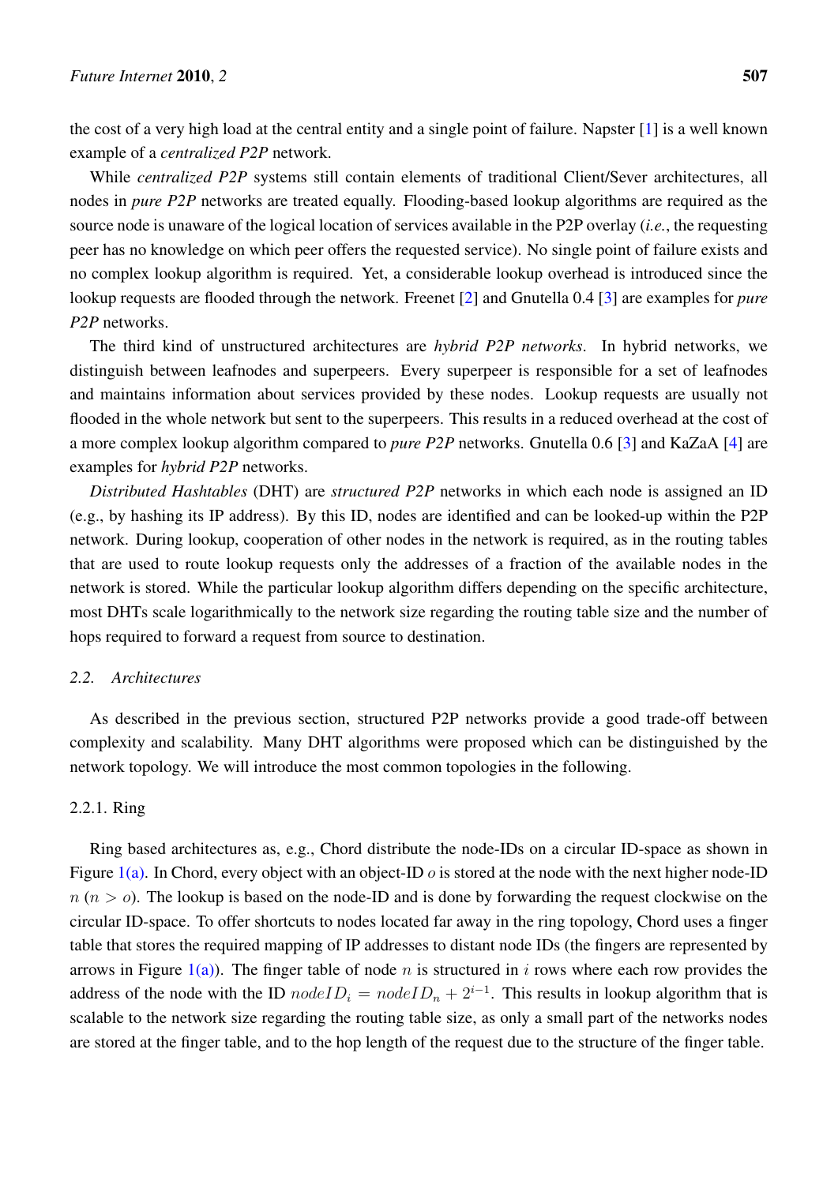the cost of a very high load at the central entity and a single point of failure. Napster [1] is a well known example of a *centralized P2P* network.

While *centralized P2P* systems still contain elements of traditional Client/Sever architectures, all nodes in *pure P2P* networks are treated equally. Flooding-based lookup algorithms are required as the source node is unaware of the logical location of services available in the P2P overlay (*i.e.*, the requesting peer has no knowledge on which peer offers the requested service). No single point of failure exists and no complex lookup algorithm is required. Yet, a considerable lookup overhead is introduced since the lookup requests are flooded through the network. Freenet [2] and Gnutella 0.4 [3] are examples for *pure P2P* networks.

The third kind of unstructured architectures are *hybrid P2P networks*. In hybrid networks, we distinguish between leafnodes and superpeers. Every superpeer is responsible for a set of leafnodes and maintains information about services provided by these nodes. Lookup requests are usually not flooded in the whole network but sent to the superpeers. This results in a reduced overhead at the cost of a more complex lookup algorithm compared to *pure P2P* networks. Gnutella 0.6 [3] and KaZaA [4] are examples for *hybrid P2P* networks.

*Distributed Hashtables* (DHT) are *structured P2P* networks in which each node is assigned an ID (e.g., by hashing its IP address). By this ID, nodes are identified and can be looked-up within the P2P network. During lookup, cooperation of other nodes in the network is required, as in the routing tables that are used to route lookup requests only the addresses of a fraction of the available nodes in the network is stored. While the particular lookup algorithm differs depending on the specific architecture, most DHTs scale logarithmically to the network size regarding the routing table size and the number of hops required to forward a request from source to destination.

### 2.2. Architectures

As described in the previous section, structured P2P networks provide a good trade-off between complexity and scalability. Many DHT algorithms were proposed which can be distinguished by the network topology. We will introduce the most common topologies in the following.

#### 2.2.1. Ring

Ring based architectures as, e.g., Chord distribute the node-IDs on a circular ID-space as shown in Figure 1(a). In Chord, every object with an object-ID $o$ is stored at the node with the next higher node-ID $n$ ($n > o$). The lookup is based on the node-ID and is done by forwarding the request clockwise on the circular ID-space. To offer shortcuts to nodes located far away in the ring topology, Chord uses a finger table that stores the required mapping of IP addresses to distant node IDs (the fingers are represented by arrows in Figure 1(a)). The finger table of node $n$ is structured in $i$ rows where each row provides the address of the node with the ID $nodeID_i = nodeID_n + 2^{i-1}$. This results in lookup algorithm that is scalable to the network size regarding the routing table size, as only a small part of the networks nodes are stored at the finger table, and to the hop length of the request due to the structure of the finger table.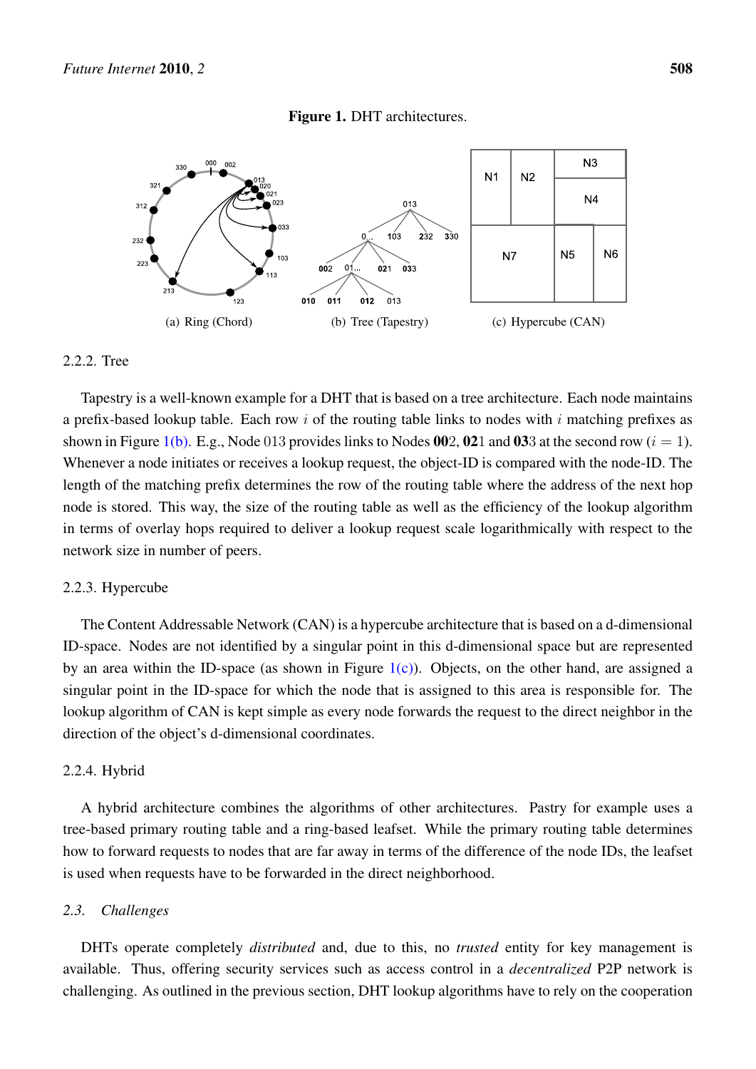**Figure 1.** DHT architectures.

(a) Ring (Chord) (b) Tree (Tapestry) (c) Hypercube (CAN)

2.2.2. Tree

Tapestry is a well-known example for a DHT that is based on a tree architecture. Each node maintains a prefix-based lookup table. Each row $i$ of the routing table links to nodes with $i$ matching prefixes as shown in Figure 1(b). E.g., Node 013 provides links to Nodes **00**2, **02**1 and **03**3 at the second row ($i = 1$). Whenever a node initiates or receives a lookup request, the object-ID is compared with the node-ID. The length of the matching prefix determines the row of the routing table where the address of the next hop node is stored. This way, the size of the routing table as well as the efficiency of the lookup algorithm in terms of overlay hops required to deliver a lookup request scale logarithmically with respect to the network size in number of peers.

2.2.3. Hypercube

The Content Addressable Network (CAN) is a hypercube architecture that is based on a d-dimensional ID-space. Nodes are not identified by a singular point in this d-dimensional space but are represented by an area within the ID-space (as shown in Figure 1(c)). Objects, on the other hand, are assigned a singular point in the ID-space for which the node that is assigned to this area is responsible for. The lookup algorithm of CAN is kept simple as every node forwards the request to the direct neighbor in the direction of the object's d-dimensional coordinates.

2.2.4. Hybrid

A hybrid architecture combines the algorithms of other architectures. Pastry for example uses a tree-based primary routing table and a ring-based leafset. While the primary routing table determines how to forward requests to nodes that are far away in terms of the difference of the node IDs, the leafset is used when requests have to be forwarded in the direct neighborhood.

### 2.3. Challenges

DHTs operate completely *distributed* and, due to this, no *trusted* entity for key management is available. Thus, offering security services such as access control in a *decentralized* P2P network is challenging. As outlined in the previous section, DHT lookup algorithms have to rely on the cooperation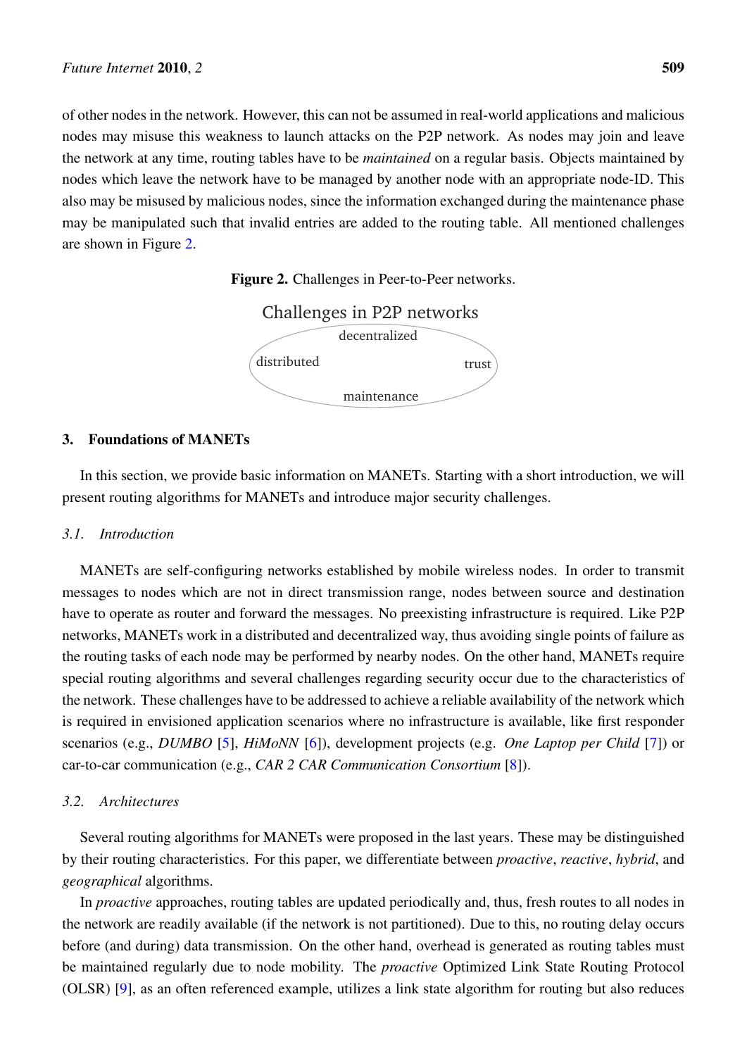of other nodes in the network. However, this can not be assumed in real-world applications and malicious nodes may misuse this weakness to launch attacks on the P2P network. As nodes may join and leave the network at any time, routing tables have to be *maintained* on a regular basis. Objects maintained by nodes which leave the network have to be managed by another node with an appropriate node-ID. This also may be misused by malicious nodes, since the information exchanged during the maintenance phase may be manipulated such that invalid entries are added to the routing table. All mentioned challenges are shown in Figure 2.

**Figure 2.** Challenges in Peer-to-Peer networks.

Challenges in P2P networks

decentralized

distributed

trust

maintenance

## 3. Foundations of MANETs

In this section, we provide basic information on MANETs. Starting with a short introduction, we will present routing algorithms for MANETs and introduce major security challenges.

### 3.1. Introduction

MANETs are self-configuring networks established by mobile wireless nodes. In order to transmit messages to nodes which are not in direct transmission range, nodes between source and destination have to operate as router and forward the messages. No preexisting infrastructure is required. Like P2P networks, MANETs work in a distributed and decentralized way, thus avoiding single points of failure as the routing tasks of each node may be performed by nearby nodes. On the other hand, MANETs require special routing algorithms and several challenges regarding security occur due to the characteristics of the network. These challenges have to be addressed to achieve a reliable availability of the network which is required in envisioned application scenarios where no infrastructure is available, like first responder scenarios (e.g., *DUMBO* [5], *HiMoNN* [6]), development projects (e.g. *One Laptop per Child* [7]) or car-to-car communication (e.g., *CAR 2 CAR Communication Consortium* [8]).

### 3.2. Architectures

Several routing algorithms for MANETs were proposed in the last years. These may be distinguished by their routing characteristics. For this paper, we differentiate between *proactive*, *reactive*, *hybrid*, and *geographical* algorithms.

In *proactive* approaches, routing tables are updated periodically and, thus, fresh routes to all nodes in the network are readily available (if the network is not partitioned). Due to this, no routing delay occurs before (and during) data transmission. On the other hand, overhead is generated as routing tables must be maintained regularly due to node mobility. The *proactive* Optimized Link State Routing Protocol (OLSR) [9], as an often referenced example, utilizes a link state algorithm for routing but also reduces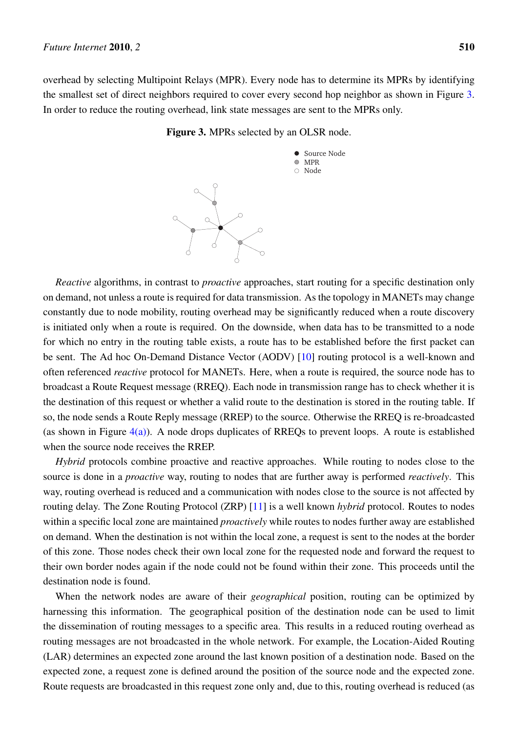overhead by selecting Multipoint Relays (MPR). Every node has to determine its MPRs by identifying the smallest set of direct neighbors required to cover every second hop neighbor as shown in Figure 3. In order to reduce the routing overhead, link state messages are sent to the MPRs only.

**Figure 3.** MPRs selected by an OLSR node.

*Reactive* algorithms, in contrast to *proactive* approaches, start routing for a specific destination only on demand, not unless a route is required for data transmission. As the topology in MANETs may change constantly due to node mobility, routing overhead may be significantly reduced when a route discovery is initiated only when a route is required. On the downside, when data has to be transmitted to a node for which no entry in the routing table exists, a route has to be established before the first packet can be sent. The Ad hoc On-Demand Distance Vector (AODV) [10] routing protocol is a well-known and often referenced *reactive* protocol for MANETs. Here, when a route is required, the source node has to broadcast a Route Request message (RREQ). Each node in transmission range has to check whether it is the destination of this request or whether a valid route to the destination is stored in the routing table. If so, the node sends a Route Reply message (RREP) to the source. Otherwise the RREQ is re-broadcasted (as shown in Figure 4(a)). A node drops duplicates of RREQs to prevent loops. A route is established when the source node receives the RREP.

*Hybrid* protocols combine proactive and reactive approaches. While routing to nodes close to the source is done in a *proactive* way, routing to nodes that are further away is performed *reactively*. This way, routing overhead is reduced and a communication with nodes close to the source is not affected by routing delay. The Zone Routing Protocol (ZRP) [11] is a well known *hybrid* protocol. Routes to nodes within a specific local zone are maintained *proactively* while routes to nodes further away are established on demand. When the destination is not within the local zone, a request is sent to the nodes at the border of this zone. Those nodes check their own local zone for the requested node and forward the request to their own border nodes again if the node could not be found within their zone. This proceeds until the destination node is found.

When the network nodes are aware of their *geographical* position, routing can be optimized by harnessing this information. The geographical position of the destination node can be used to limit the dissemination of routing messages to a specific area. This results in a reduced routing overhead as routing messages are not broadcasted in the whole network. For example, the Location-Aided Routing (LAR) determines an expected zone around the last known position of a destination node. Based on the expected zone, a request zone is defined around the position of the source node and the expected zone. Route requests are broadcasted in this request zone only and, due to this, routing overhead is reduced (as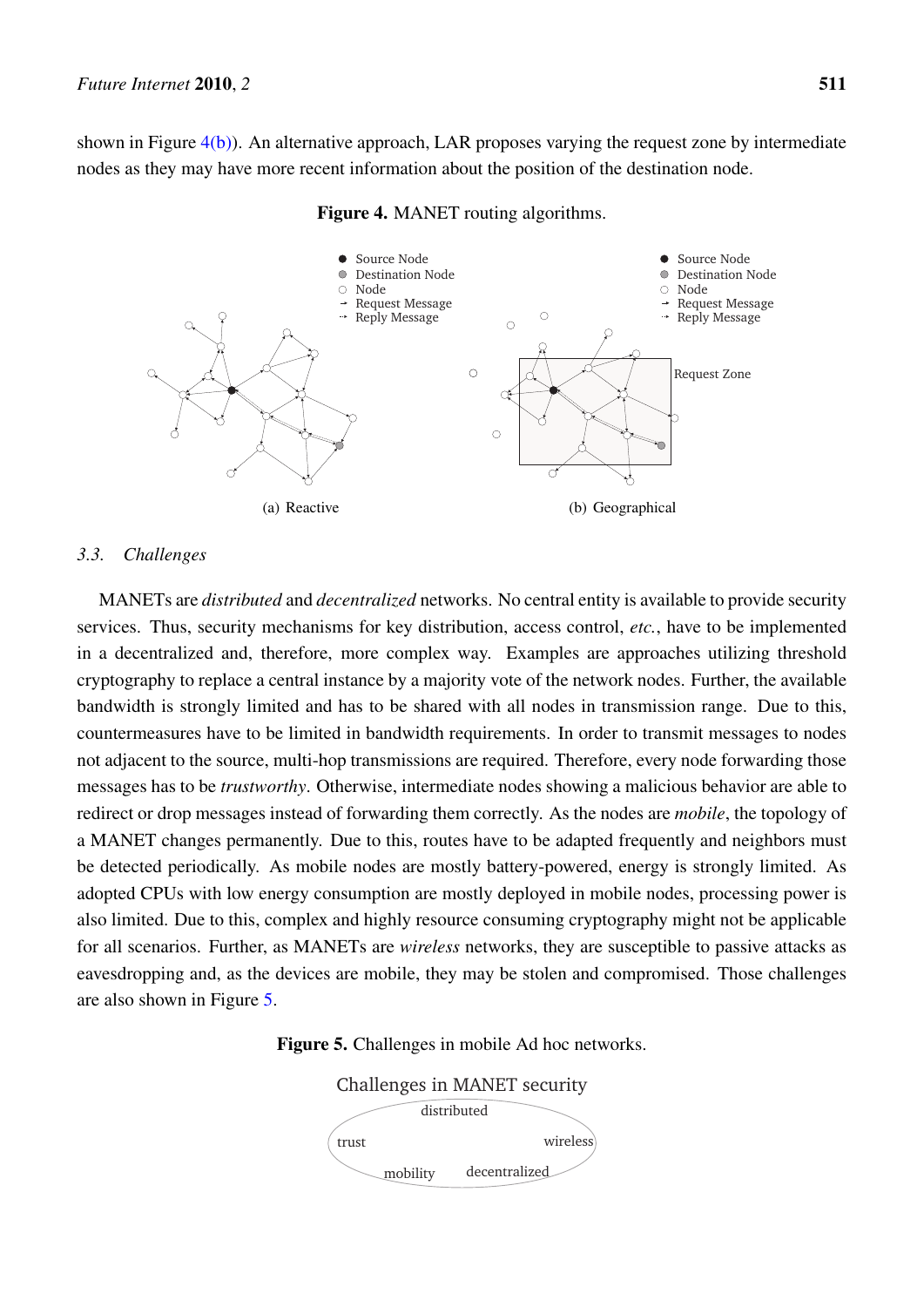shown in Figure 4(b)). An alternative approach, LAR proposes varying the request zone by intermediate nodes as they may have more recent information about the position of the destination node.

**Figure 4.** MANET routing algorithms.

(a) Reactive

(b) Geographical

### 3.3. Challenges

MANETs are *distributed* and *decentralized* networks. No central entity is available to provide security services. Thus, security mechanisms for key distribution, access control, *etc.*, have to be implemented in a decentralized and, therefore, more complex way. Examples are approaches utilizing threshold cryptography to replace a central instance by a majority vote of the network nodes. Further, the available bandwidth is strongly limited and has to be shared with all nodes in transmission range. Due to this, countermeasures have to be limited in bandwidth requirements. In order to transmit messages to nodes not adjacent to the source, multi-hop transmissions are required. Therefore, every node forwarding those messages has to be *trustworthy*. Otherwise, intermediate nodes showing a malicious behavior are able to redirect or drop messages instead of forwarding them correctly. As the nodes are *mobile*, the topology of a MANET changes permanently. Due to this, routes have to be adapted frequently and neighbors must be detected periodically. As mobile nodes are mostly battery-powered, energy is strongly limited. As adopted CPUs with low energy consumption are mostly deployed in mobile nodes, processing power is also limited. Due to this, complex and highly resource consuming cryptography might not be applicable for all scenarios. Further, as MANETs are *wireless* networks, they are susceptible to passive attacks as eavesdropping and, as the devices are mobile, they may be stolen and compromised. Those challenges are also shown in Figure 5.

**Figure 5.** Challenges in mobile Ad hoc networks.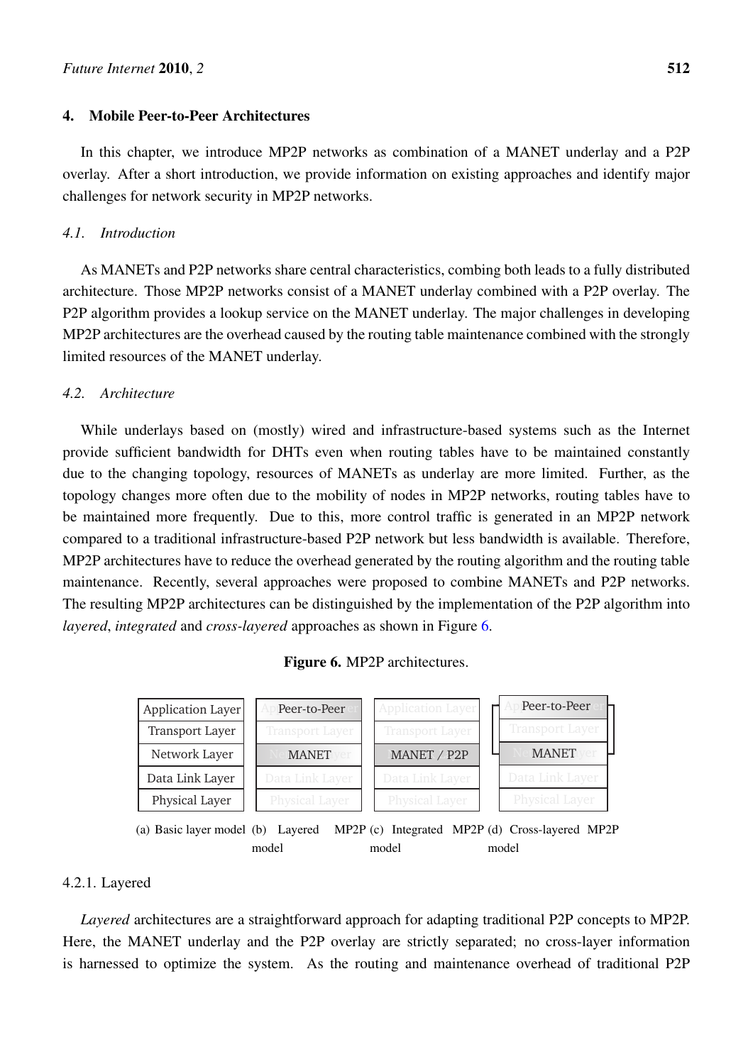## 4. Mobile Peer-to-Peer Architectures

In this chapter, we introduce MP2P networks as combination of a MANET underlay and a P2P overlay. After a short introduction, we provide information on existing approaches and identify major challenges for network security in MP2P networks.

### 4.1. Introduction

As MANETs and P2P networks share central characteristics, combing both leads to a fully distributed architecture. Those MP2P networks consist of a MANET underlay combined with a P2P overlay. The P2P algorithm provides a lookup service on the MANET underlay. The major challenges in developing MP2P architectures are the overhead caused by the routing table maintenance combined with the strongly limited resources of the MANET underlay.

### 4.2. Architecture

While underlays based on (mostly) wired and infrastructure-based systems such as the Internet provide sufficient bandwidth for DHTs even when routing tables have to be maintained constantly due to the changing topology, resources of MANETs as underlay are more limited. Further, as the topology changes more often due to the mobility of nodes in MP2P networks, routing tables have to be maintained more frequently. Due to this, more control traffic is generated in an MP2P network compared to a traditional infrastructure-based P2P network but less bandwidth is available. Therefore, MP2P architectures have to reduce the overhead generated by the routing algorithm and the routing table maintenance. Recently, several approaches were proposed to combine MANETs and P2P networks. The resulting MP2P architectures can be distinguished by the implementation of the P2P algorithm into *layered*, *integrated* and *cross-layered* approaches as shown in Figure 6.

**Figure 6.** MP2P architectures.

| (a) Basic layer model | (b) Layered MP2P model | (c) Integrated MP2P model | (d) Cross-layered MP2P model |
|---|---|---|---|
| Application Layer | Peer-to-Peer | Application Layer | Peer-to-Peer |
| Transport Layer | Transport Layer | Transport Layer | Transport Layer |
| Network Layer | MANET | MANET / P2P | MANET |
| Data Link Layer | Data Link Layer | Data Link Layer | Data Link Layer |
| Physical Layer | Physical Layer | Physical Layer | Physical Layer |

(a) Basic layer model (b) Layered MP2P model (c) Integrated MP2P model (d) Cross-layered MP2P model

#### 4.2.1. Layered

*Layered* architectures are a straightforward approach for adapting traditional P2P concepts to MP2P. Here, the MANET underlay and the P2P overlay are strictly separated; no cross-layer information is harnessed to optimize the system. As the routing and maintenance overhead of traditional P2P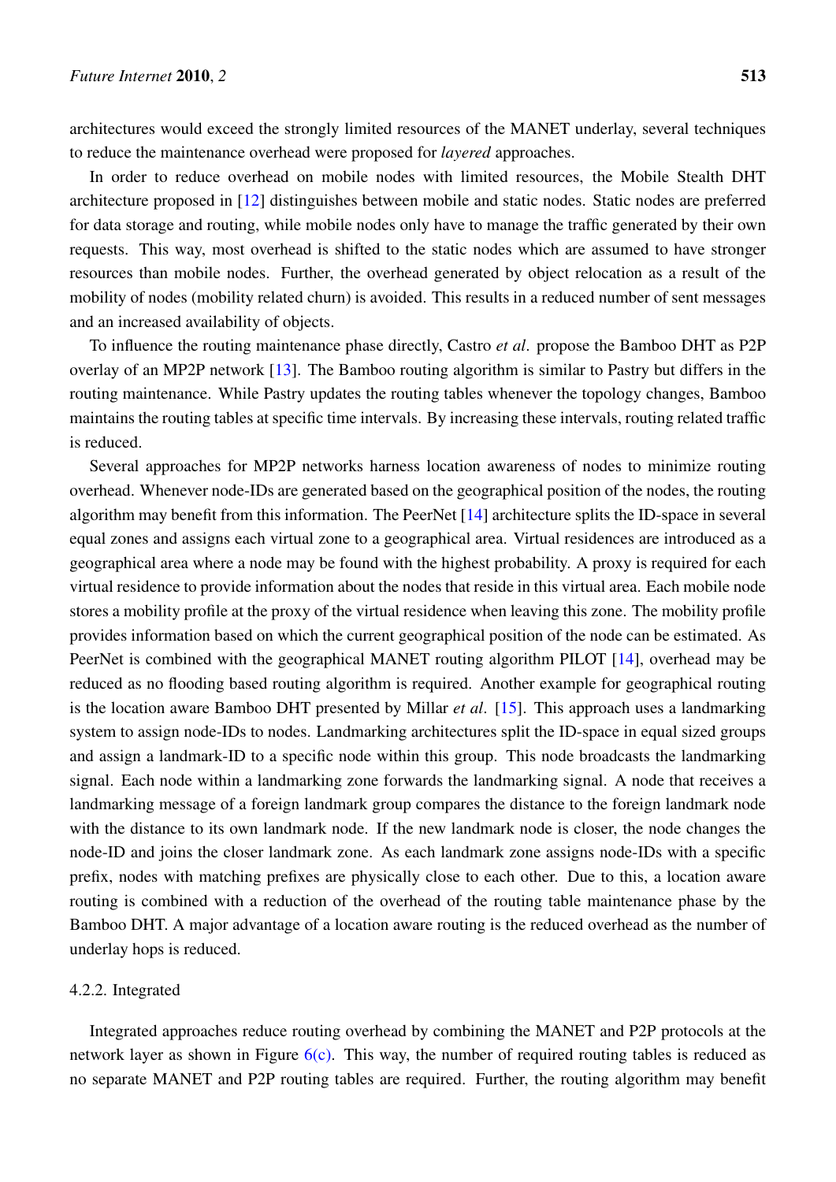architectures would exceed the strongly limited resources of the MANET underlay, several techniques to reduce the maintenance overhead were proposed for *layered* approaches.

In order to reduce overhead on mobile nodes with limited resources, the Mobile Stealth DHT architecture proposed in [12] distinguishes between mobile and static nodes. Static nodes are preferred for data storage and routing, while mobile nodes only have to manage the traffic generated by their own requests. This way, most overhead is shifted to the static nodes which are assumed to have stronger resources than mobile nodes. Further, the overhead generated by object relocation as a result of the mobility of nodes (mobility related churn) is avoided. This results in a reduced number of sent messages and an increased availability of objects.

To influence the routing maintenance phase directly, Castro *et al*. propose the Bamboo DHT as P2P overlay of an MP2P network [13]. The Bamboo routing algorithm is similar to Pastry but differs in the routing maintenance. While Pastry updates the routing tables whenever the topology changes, Bamboo maintains the routing tables at specific time intervals. By increasing these intervals, routing related traffic is reduced.

Several approaches for MP2P networks harness location awareness of nodes to minimize routing overhead. Whenever node-IDs are generated based on the geographical position of the nodes, the routing algorithm may benefit from this information. The PeerNet [14] architecture splits the ID-space in several equal zones and assigns each virtual zone to a geographical area. Virtual residences are introduced as a geographical area where a node may be found with the highest probability. A proxy is required for each virtual residence to provide information about the nodes that reside in this virtual area. Each mobile node stores a mobility profile at the proxy of the virtual residence when leaving this zone. The mobility profile provides information based on which the current geographical position of the node can be estimated. As PeerNet is combined with the geographical MANET routing algorithm PILOT [14], overhead may be reduced as no flooding based routing algorithm is required. Another example for geographical routing is the location aware Bamboo DHT presented by Millar *et al*. [15]. This approach uses a landmarking system to assign node-IDs to nodes. Landmarking architectures split the ID-space in equal sized groups and assign a landmark-ID to a specific node within this group. This node broadcasts the landmarking signal. Each node within a landmarking zone forwards the landmarking signal. A node that receives a landmarking message of a foreign landmark group compares the distance to the foreign landmark node with the distance to its own landmark node. If the new landmark node is closer, the node changes the node-ID and joins the closer landmark zone. As each landmark zone assigns node-IDs with a specific prefix, nodes with matching prefixes are physically close to each other. Due to this, a location aware routing is combined with a reduction of the overhead of the routing table maintenance phase by the Bamboo DHT. A major advantage of a location aware routing is the reduced overhead as the number of underlay hops is reduced.

#### 4.2.2. Integrated

Integrated approaches reduce routing overhead by combining the MANET and P2P protocols at the network layer as shown in Figure 6(c). This way, the number of required routing tables is reduced as no separate MANET and P2P routing tables are required. Further, the routing algorithm may benefit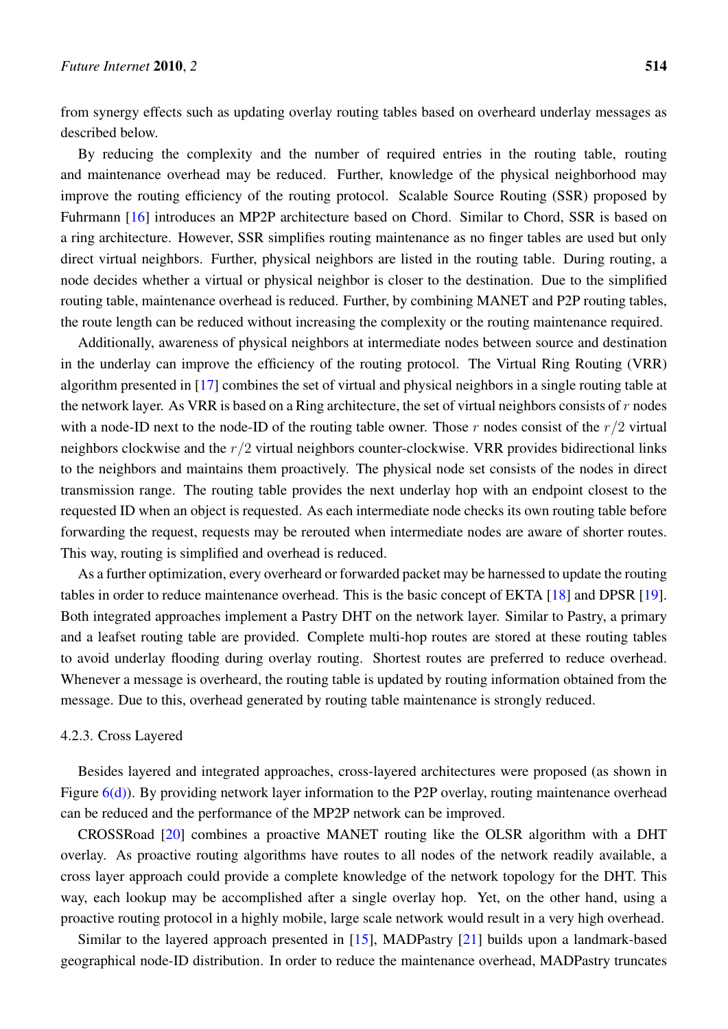from synergy effects such as updating overlay routing tables based on overheard underlay messages as described below.

By reducing the complexity and the number of required entries in the routing table, routing and maintenance overhead may be reduced. Further, knowledge of the physical neighborhood may improve the routing efficiency of the routing protocol. Scalable Source Routing (SSR) proposed by Fuhrmann [16] introduces an MP2P architecture based on Chord. Similar to Chord, SSR is based on a ring architecture. However, SSR simplifies routing maintenance as no finger tables are used but only direct virtual neighbors. Further, physical neighbors are listed in the routing table. During routing, a node decides whether a virtual or physical neighbor is closer to the destination. Due to the simplified routing table, maintenance overhead is reduced. Further, by combining MANET and P2P routing tables, the route length can be reduced without increasing the complexity or the routing maintenance required.

Additionally, awareness of physical neighbors at intermediate nodes between source and destination in the underlay can improve the efficiency of the routing protocol. The Virtual Ring Routing (VRR) algorithm presented in [17] combines the set of virtual and physical neighbors in a single routing table at the network layer. As VRR is based on a Ring architecture, the set of virtual neighbors consists of $r$ nodes with a node-ID next to the node-ID of the routing table owner. Those $r$ nodes consist of the $r/2$ virtual neighbors clockwise and the $r/2$ virtual neighbors counter-clockwise. VRR provides bidirectional links to the neighbors and maintains them proactively. The physical node set consists of the nodes in direct transmission range. The routing table provides the next underlay hop with an endpoint closest to the requested ID when an object is requested. As each intermediate node checks its own routing table before forwarding the request, requests may be rerouted when intermediate nodes are aware of shorter routes. This way, routing is simplified and overhead is reduced.

As a further optimization, every overheard or forwarded packet may be harnessed to update the routing tables in order to reduce maintenance overhead. This is the basic concept of EKTA [18] and DPSR [19]. Both integrated approaches implement a Pastry DHT on the network layer. Similar to Pastry, a primary and a leafset routing table are provided. Complete multi-hop routes are stored at these routing tables to avoid underlay flooding during overlay routing. Shortest routes are preferred to reduce overhead. Whenever a message is overheard, the routing table is updated by routing information obtained from the message. Due to this, overhead generated by routing table maintenance is strongly reduced.

#### 4.2.3. Cross Layered

Besides layered and integrated approaches, cross-layered architectures were proposed (as shown in Figure 6(d)). By providing network layer information to the P2P overlay, routing maintenance overhead can be reduced and the performance of the MP2P network can be improved.

CROSSRoad [20] combines a proactive MANET routing like the OLSR algorithm with a DHT overlay. As proactive routing algorithms have routes to all nodes of the network readily available, a cross layer approach could provide a complete knowledge of the network topology for the DHT. This way, each lookup may be accomplished after a single overlay hop. Yet, on the other hand, using a proactive routing protocol in a highly mobile, large scale network would result in a very high overhead.

Similar to the layered approach presented in [15], MADPastry [21] builds upon a landmark-based geographical node-ID distribution. In order to reduce the maintenance overhead, MADPastry truncates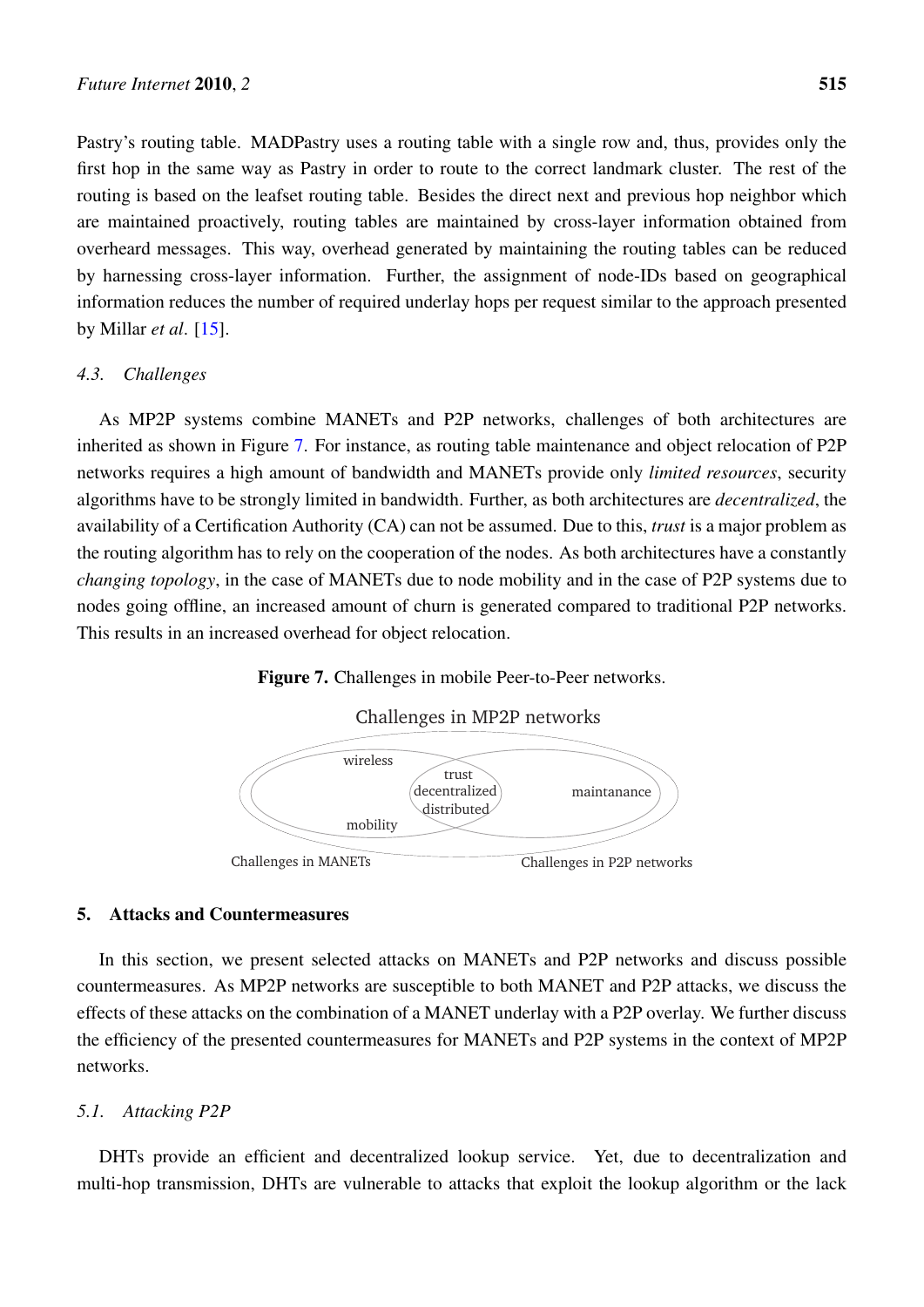Pastry's routing table. MADPastry uses a routing table with a single row and, thus, provides only the first hop in the same way as Pastry in order to route to the correct landmark cluster. The rest of the routing is based on the leafset routing table. Besides the direct next and previous hop neighbor which are maintained proactively, routing tables are maintained by cross-layer information obtained from overheard messages. This way, overhead generated by maintaining the routing tables can be reduced by harnessing cross-layer information. Further, the assignment of node-IDs based on geographical information reduces the number of required underlay hops per request similar to the approach presented by Millar *et al*. [15].

### *4.3. Challenges*

As MP2P systems combine MANETs and P2P networks, challenges of both architectures are inherited as shown in Figure 7. For instance, as routing table maintenance and object relocation of P2P networks requires a high amount of bandwidth and MANETs provide only *limited resources*, security algorithms have to be strongly limited in bandwidth. Further, as both architectures are *decentralized*, the availability of a Certification Authority (CA) can not be assumed. Due to this, *trust* is a major problem as the routing algorithm has to rely on the cooperation of the nodes. As both architectures have a constantly *changing topology*, in the case of MANETs due to node mobility and in the case of P2P systems due to nodes going offline, an increased amount of churn is generated compared to traditional P2P networks. This results in an increased overhead for object relocation.

**Figure 7.** Challenges in mobile Peer-to-Peer networks.

Challenges in MP2P networks

wireless

trust
decentralized
distributed

maintanance

mobility

Challenges in MANETs

Challenges in P2P networks

## 5. Attacks and Countermeasures

In this section, we present selected attacks on MANETs and P2P networks and discuss possible countermeasures. As MP2P networks are susceptible to both MANET and P2P attacks, we discuss the effects of these attacks on the combination of a MANET underlay with a P2P overlay. We further discuss the efficiency of the presented countermeasures for MANETs and P2P systems in the context of MP2P networks.

### *5.1. Attacking P2P*

DHTs provide an efficient and decentralized lookup service. Yet, due to decentralization and multi-hop transmission, DHTs are vulnerable to attacks that exploit the lookup algorithm or the lack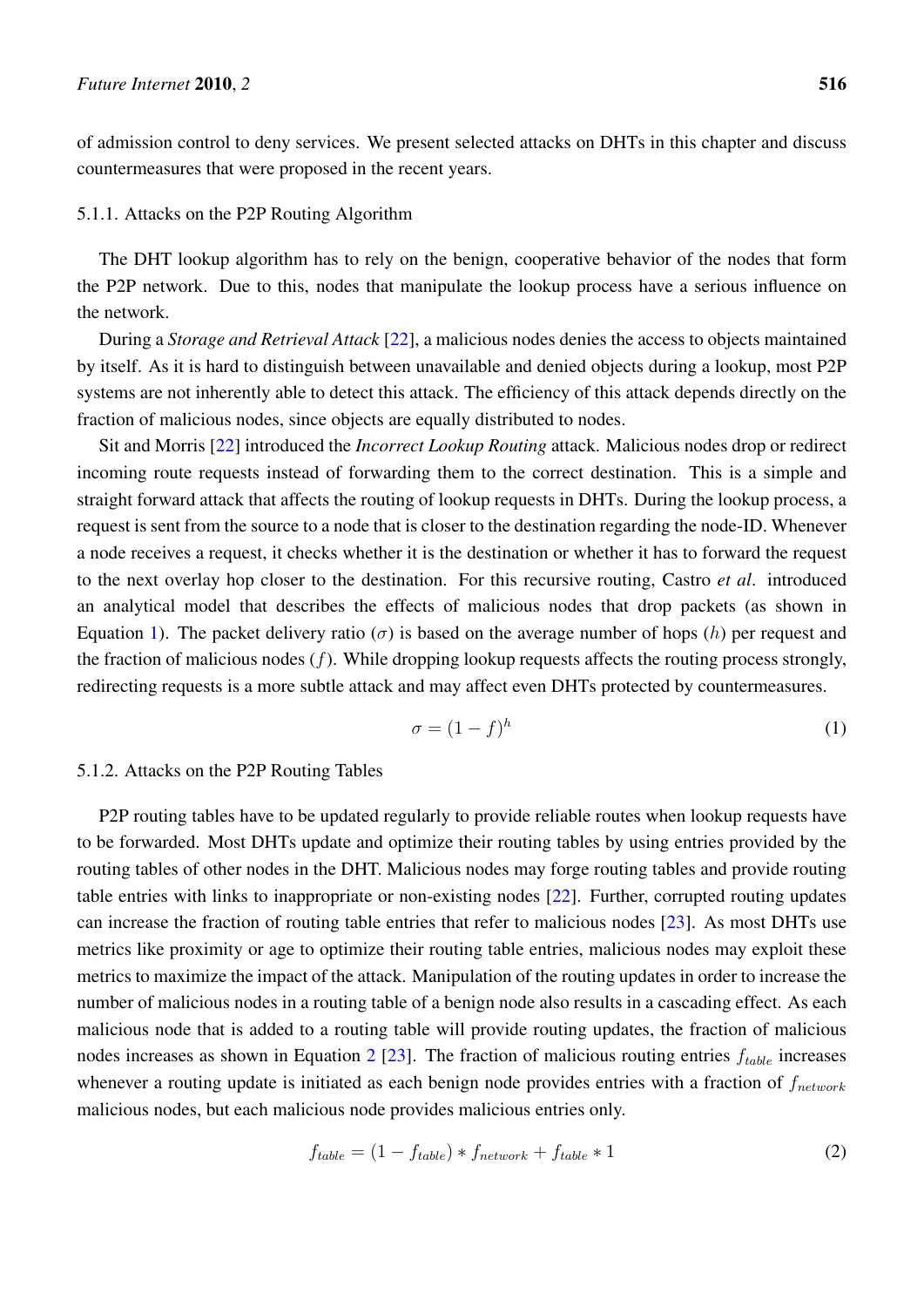of admission control to deny services. We present selected attacks on DHTs in this chapter and discuss countermeasures that were proposed in the recent years.

#### 5.1.1. Attacks on the P2P Routing Algorithm

The DHT lookup algorithm has to rely on the benign, cooperative behavior of the nodes that form the P2P network. Due to this, nodes that manipulate the lookup process have a serious influence on the network.

During a *Storage and Retrieval Attack* [22], a malicious nodes denies the access to objects maintained by itself. As it is hard to distinguish between unavailable and denied objects during a lookup, most P2P systems are not inherently able to detect this attack. The efficiency of this attack depends directly on the fraction of malicious nodes, since objects are equally distributed to nodes.

Sit and Morris [22] introduced the *Incorrect Lookup Routing* attack. Malicious nodes drop or redirect incoming route requests instead of forwarding them to the correct destination. This is a simple and straight forward attack that affects the routing of lookup requests in DHTs. During the lookup process, a request is sent from the source to a node that is closer to the destination regarding the node-ID. Whenever a node receives a request, it checks whether it is the destination or whether it has to forward the request to the next overlay hop closer to the destination. For this recursive routing, Castro *et al*. introduced an analytical model that describes the effects of malicious nodes that drop packets (as shown in Equation 1). The packet delivery ratio ($\sigma$) is based on the average number of hops ($h$) per request and the fraction of malicious nodes ($f$). While dropping lookup requests affects the routing process strongly, redirecting requests is a more subtle attack and may affect even DHTs protected by countermeasures.

$$\sigma = (1 - f)^h \tag{1}$$

#### 5.1.2. Attacks on the P2P Routing Tables

P2P routing tables have to be updated regularly to provide reliable routes when lookup requests have to be forwarded. Most DHTs update and optimize their routing tables by using entries provided by the routing tables of other nodes in the DHT. Malicious nodes may forge routing tables and provide routing table entries with links to inappropriate or non-existing nodes [22]. Further, corrupted routing updates can increase the fraction of routing table entries that refer to malicious nodes [23]. As most DHTs use metrics like proximity or age to optimize their routing table entries, malicious nodes may exploit these metrics to maximize the impact of the attack. Manipulation of the routing updates in order to increase the number of malicious nodes in a routing table of a benign node also results in a cascading effect. As each malicious node that is added to a routing table will provide routing updates, the fraction of malicious nodes increases as shown in Equation 2 [23]. The fraction of malicious routing entries $f_{table}$ increases whenever a routing update is initiated as each benign node provides entries with a fraction of $f_{network}$ malicious nodes, but each malicious node provides malicious entries only.

$$f_{table} = (1 - f_{table}) * f_{network} + f_{table} * 1 \tag{2}$$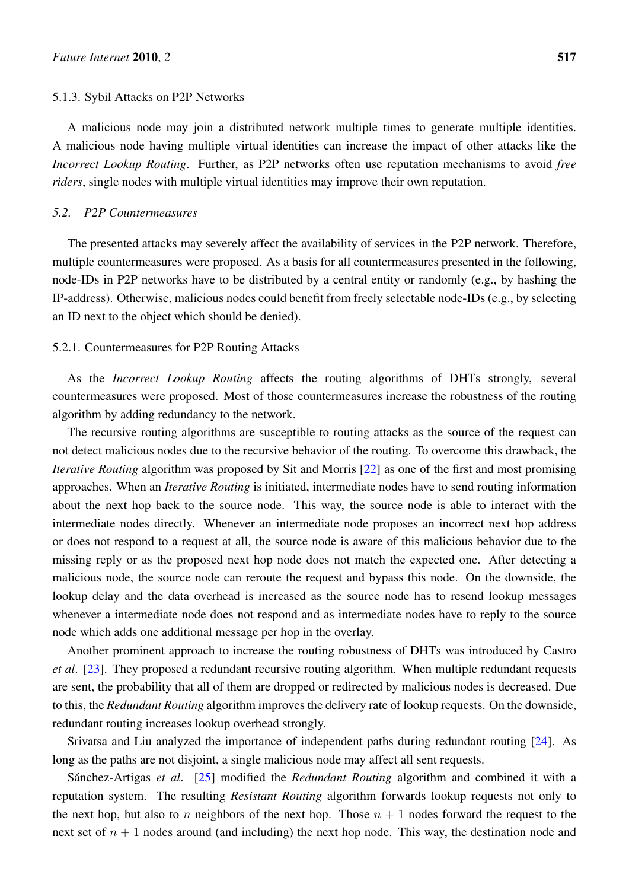#### 5.1.3. Sybil Attacks on P2P Networks

A malicious node may join a distributed network multiple times to generate multiple identities. A malicious node having multiple virtual identities can increase the impact of other attacks like the *Incorrect Lookup Routing*. Further, as P2P networks often use reputation mechanisms to avoid *free riders*, single nodes with multiple virtual identities may improve their own reputation.

### *5.2. P2P Countermeasures*

The presented attacks may severely affect the availability of services in the P2P network. Therefore, multiple countermeasures were proposed. As a basis for all countermeasures presented in the following, node-IDs in P2P networks have to be distributed by a central entity or randomly (e.g., by hashing the IP-address). Otherwise, malicious nodes could benefit from freely selectable node-IDs (e.g., by selecting an ID next to the object which should be denied).

#### 5.2.1. Countermeasures for P2P Routing Attacks

As the *Incorrect Lookup Routing* affects the routing algorithms of DHTs strongly, several countermeasures were proposed. Most of those countermeasures increase the robustness of the routing algorithm by adding redundancy to the network.

The recursive routing algorithms are susceptible to routing attacks as the source of the request can not detect malicious nodes due to the recursive behavior of the routing. To overcome this drawback, the *Iterative Routing* algorithm was proposed by Sit and Morris [22] as one of the first and most promising approaches. When an *Iterative Routing* is initiated, intermediate nodes have to send routing information about the next hop back to the source node. This way, the source node is able to interact with the intermediate nodes directly. Whenever an intermediate node proposes an incorrect next hop address or does not respond to a request at all, the source node is aware of this malicious behavior due to the missing reply or as the proposed next hop node does not match the expected one. After detecting a malicious node, the source node can reroute the request and bypass this node. On the downside, the lookup delay and the data overhead is increased as the source node has to resend lookup messages whenever a intermediate node does not respond and as intermediate nodes have to reply to the source node which adds one additional message per hop in the overlay.

Another prominent approach to increase the routing robustness of DHTs was introduced by Castro *et al*. [23]. They proposed a redundant recursive routing algorithm. When multiple redundant requests are sent, the probability that all of them are dropped or redirected by malicious nodes is decreased. Due to this, the *Redundant Routing* algorithm improves the delivery rate of lookup requests. On the downside, redundant routing increases lookup overhead strongly.

Srivatsa and Liu analyzed the importance of independent paths during redundant routing [24]. As long as the paths are not disjoint, a single malicious node may affect all sent requests.

Sánchez-Artigas *et al*. [25] modified the *Redundant Routing* algorithm and combined it with a reputation system. The resulting *Resistant Routing* algorithm forwards lookup requests not only to the next hop, but also to $n$ neighbors of the next hop. Those $n + 1$ nodes forward the request to the next set of $n + 1$ nodes around (and including) the next hop node. This way, the destination node and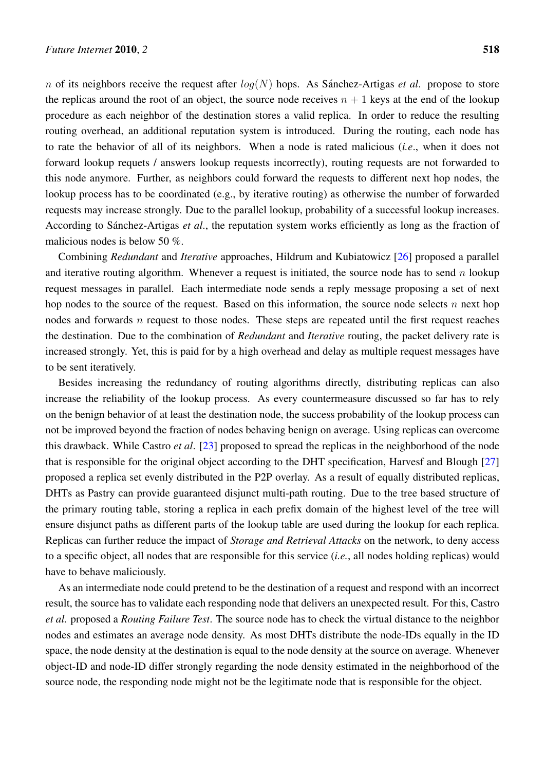$n$ of its neighbors receive the request after $log(N)$ hops. As Sánchez-Artigas *et al*. propose to store the replicas around the root of an object, the source node receives $n + 1$ keys at the end of the lookup procedure as each neighbor of the destination stores a valid replica. In order to reduce the resulting routing overhead, an additional reputation system is introduced. During the routing, each node has to rate the behavior of all of its neighbors. When a node is rated malicious (*i.e*., when it does not forward lookup requets / answers lookup requests incorrectly), routing requests are not forwarded to this node anymore. Further, as neighbors could forward the requests to different next hop nodes, the lookup process has to be coordinated (e.g., by iterative routing) as otherwise the number of forwarded requests may increase strongly. Due to the parallel lookup, probability of a successful lookup increases. According to Sánchez-Artigas *et al*., the reputation system works efficiently as long as the fraction of malicious nodes is below 50 %.

Combining *Redundant* and *Iterative* approaches, Hildrum and Kubiatowicz [26] proposed a parallel and iterative routing algorithm. Whenever a request is initiated, the source node has to send $n$ lookup request messages in parallel. Each intermediate node sends a reply message proposing a set of next hop nodes to the source of the request. Based on this information, the source node selects $n$ next hop nodes and forwards $n$ request to those nodes. These steps are repeated until the first request reaches the destination. Due to the combination of *Redundant* and *Iterative* routing, the packet delivery rate is increased strongly. Yet, this is paid for by a high overhead and delay as multiple request messages have to be sent iteratively.

Besides increasing the redundancy of routing algorithms directly, distributing replicas can also increase the reliability of the lookup process. As every countermeasure discussed so far has to rely on the benign behavior of at least the destination node, the success probability of the lookup process can not be improved beyond the fraction of nodes behaving benign on average. Using replicas can overcome this drawback. While Castro *et al*. [23] proposed to spread the replicas in the neighborhood of the node that is responsible for the original object according to the DHT specification, Harvesf and Blough [27] proposed a replica set evenly distributed in the P2P overlay. As a result of equally distributed replicas, DHTs as Pastry can provide guaranteed disjunct multi-path routing. Due to the tree based structure of the primary routing table, storing a replica in each prefix domain of the highest level of the tree will ensure disjunct paths as different parts of the lookup table are used during the lookup for each replica. Replicas can further reduce the impact of *Storage and Retrieval Attacks* on the network, to deny access to a specific object, all nodes that are responsible for this service (*i.e.*, all nodes holding replicas) would have to behave maliciously.

As an intermediate node could pretend to be the destination of a request and respond with an incorrect result, the source has to validate each responding node that delivers an unexpected result. For this, Castro *et al.* proposed a *Routing Failure Test*. The source node has to check the virtual distance to the neighbor nodes and estimates an average node density. As most DHTs distribute the node-IDs equally in the ID space, the node density at the destination is equal to the node density at the source on average. Whenever object-ID and node-ID differ strongly regarding the node density estimated in the neighborhood of the source node, the responding node might not be the legitimate node that is responsible for the object.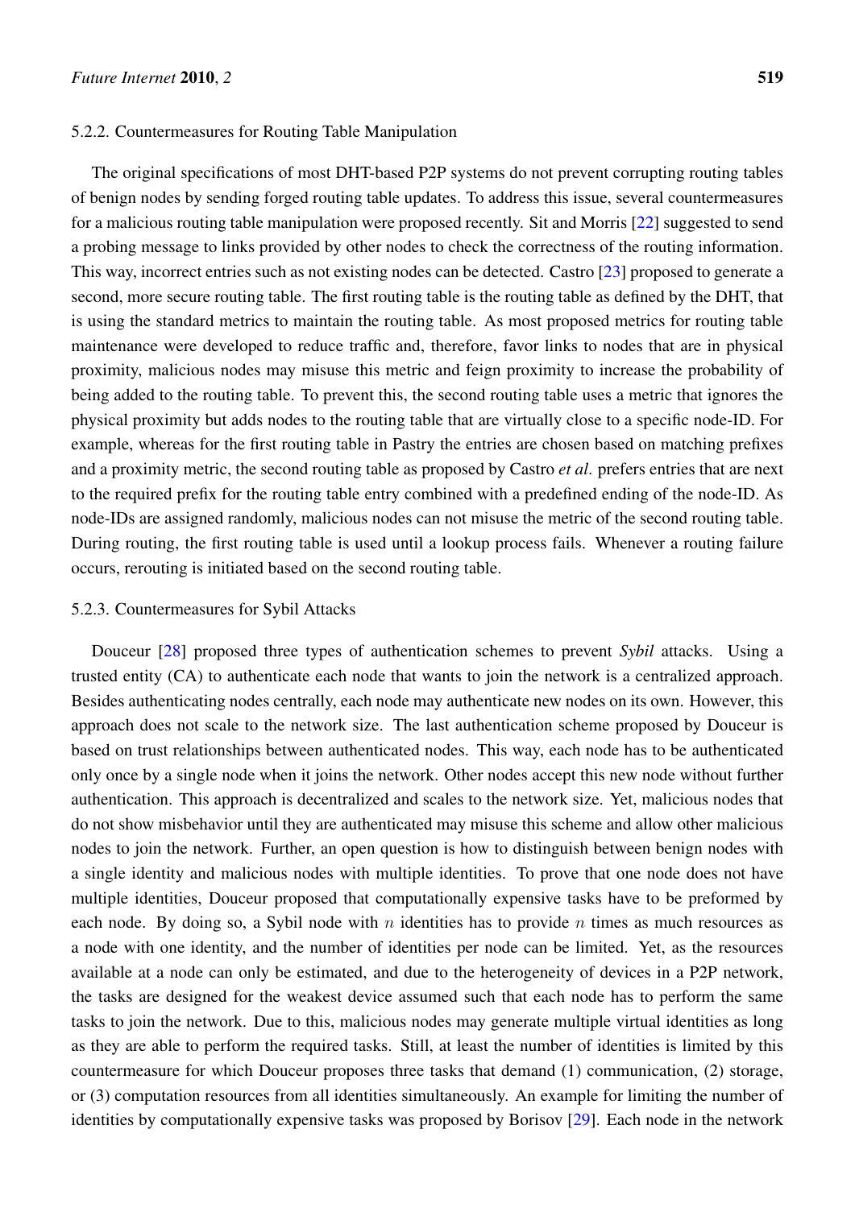#### 5.2.2. Countermeasures for Routing Table Manipulation

The original specifications of most DHT-based P2P systems do not prevent corrupting routing tables of benign nodes by sending forged routing table updates. To address this issue, several countermeasures for a malicious routing table manipulation were proposed recently. Sit and Morris [22] suggested to send a probing message to links provided by other nodes to check the correctness of the routing information. This way, incorrect entries such as not existing nodes can be detected. Castro [23] proposed to generate a second, more secure routing table. The first routing table is the routing table as defined by the DHT, that is using the standard metrics to maintain the routing table. As most proposed metrics for routing table maintenance were developed to reduce traffic and, therefore, favor links to nodes that are in physical proximity, malicious nodes may misuse this metric and feign proximity to increase the probability of being added to the routing table. To prevent this, the second routing table uses a metric that ignores the physical proximity but adds nodes to the routing table that are virtually close to a specific node-ID. For example, whereas for the first routing table in Pastry the entries are chosen based on matching prefixes and a proximity metric, the second routing table as proposed by Castro *et al.* prefers entries that are next to the required prefix for the routing table entry combined with a predefined ending of the node-ID. As node-IDs are assigned randomly, malicious nodes can not misuse the metric of the second routing table. During routing, the first routing table is used until a lookup process fails. Whenever a routing failure occurs, rerouting is initiated based on the second routing table.

#### 5.2.3. Countermeasures for Sybil Attacks

Douceur [28] proposed three types of authentication schemes to prevent *Sybil* attacks. Using a trusted entity (CA) to authenticate each node that wants to join the network is a centralized approach. Besides authenticating nodes centrally, each node may authenticate new nodes on its own. However, this approach does not scale to the network size. The last authentication scheme proposed by Douceur is based on trust relationships between authenticated nodes. This way, each node has to be authenticated only once by a single node when it joins the network. Other nodes accept this new node without further authentication. This approach is decentralized and scales to the network size. Yet, malicious nodes that do not show misbehavior until they are authenticated may misuse this scheme and allow other malicious nodes to join the network. Further, an open question is how to distinguish between benign nodes with a single identity and malicious nodes with multiple identities. To prove that one node does not have multiple identities, Douceur proposed that computationally expensive tasks have to be preformed by each node. By doing so, a Sybil node with $n$ identities has to provide $n$ times as much resources as a node with one identity, and the number of identities per node can be limited. Yet, as the resources available at a node can only be estimated, and due to the heterogeneity of devices in a P2P network, the tasks are designed for the weakest device assumed such that each node has to perform the same tasks to join the network. Due to this, malicious nodes may generate multiple virtual identities as long as they are able to perform the required tasks. Still, at least the number of identities is limited by this countermeasure for which Douceur proposes three tasks that demand (1) communication, (2) storage, or (3) computation resources from all identities simultaneously. An example for limiting the number of identities by computationally expensive tasks was proposed by Borisov [29]. Each node in the network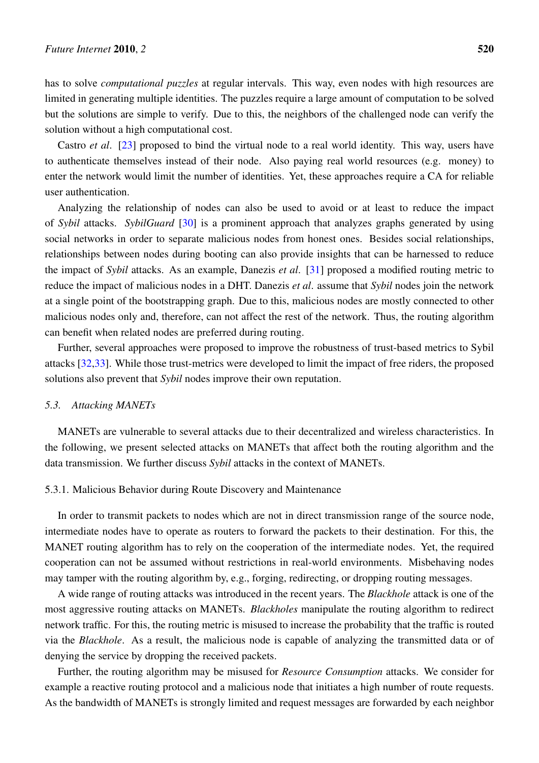has to solve *computational puzzles* at regular intervals. This way, even nodes with high resources are limited in generating multiple identities. The puzzles require a large amount of computation to be solved but the solutions are simple to verify. Due to this, the neighbors of the challenged node can verify the solution without a high computational cost.

Castro *et al*. [23] proposed to bind the virtual node to a real world identity. This way, users have to authenticate themselves instead of their node. Also paying real world resources (e.g. money) to enter the network would limit the number of identities. Yet, these approaches require a CA for reliable user authentication.

Analyzing the relationship of nodes can also be used to avoid or at least to reduce the impact of *Sybil* attacks. *SybilGuard* [30] is a prominent approach that analyzes graphs generated by using social networks in order to separate malicious nodes from honest ones. Besides social relationships, relationships between nodes during booting can also provide insights that can be harnessed to reduce the impact of *Sybil* attacks. As an example, Danezis *et al*. [31] proposed a modified routing metric to reduce the impact of malicious nodes in a DHT. Danezis *et al*. assume that *Sybil* nodes join the network at a single point of the bootstrapping graph. Due to this, malicious nodes are mostly connected to other malicious nodes only and, therefore, can not affect the rest of the network. Thus, the routing algorithm can benefit when related nodes are preferred during routing.

Further, several approaches were proposed to improve the robustness of trust-based metrics to Sybil attacks [32,33]. While those trust-metrics were developed to limit the impact of free riders, the proposed solutions also prevent that *Sybil* nodes improve their own reputation.

### *5.3. Attacking MANETs*

MANETs are vulnerable to several attacks due to their decentralized and wireless characteristics. In the following, we present selected attacks on MANETs that affect both the routing algorithm and the data transmission. We further discuss *Sybil* attacks in the context of MANETs.

#### 5.3.1. Malicious Behavior during Route Discovery and Maintenance

In order to transmit packets to nodes which are not in direct transmission range of the source node, intermediate nodes have to operate as routers to forward the packets to their destination. For this, the MANET routing algorithm has to rely on the cooperation of the intermediate nodes. Yet, the required cooperation can not be assumed without restrictions in real-world environments. Misbehaving nodes may tamper with the routing algorithm by, e.g., forging, redirecting, or dropping routing messages.

A wide range of routing attacks was introduced in the recent years. The *Blackhole* attack is one of the most aggressive routing attacks on MANETs. *Blackholes* manipulate the routing algorithm to redirect network traffic. For this, the routing metric is misused to increase the probability that the traffic is routed via the *Blackhole*. As a result, the malicious node is capable of analyzing the transmitted data or of denying the service by dropping the received packets.

Further, the routing algorithm may be misused for *Resource Consumption* attacks. We consider for example a reactive routing protocol and a malicious node that initiates a high number of route requests. As the bandwidth of MANETs is strongly limited and request messages are forwarded by each neighbor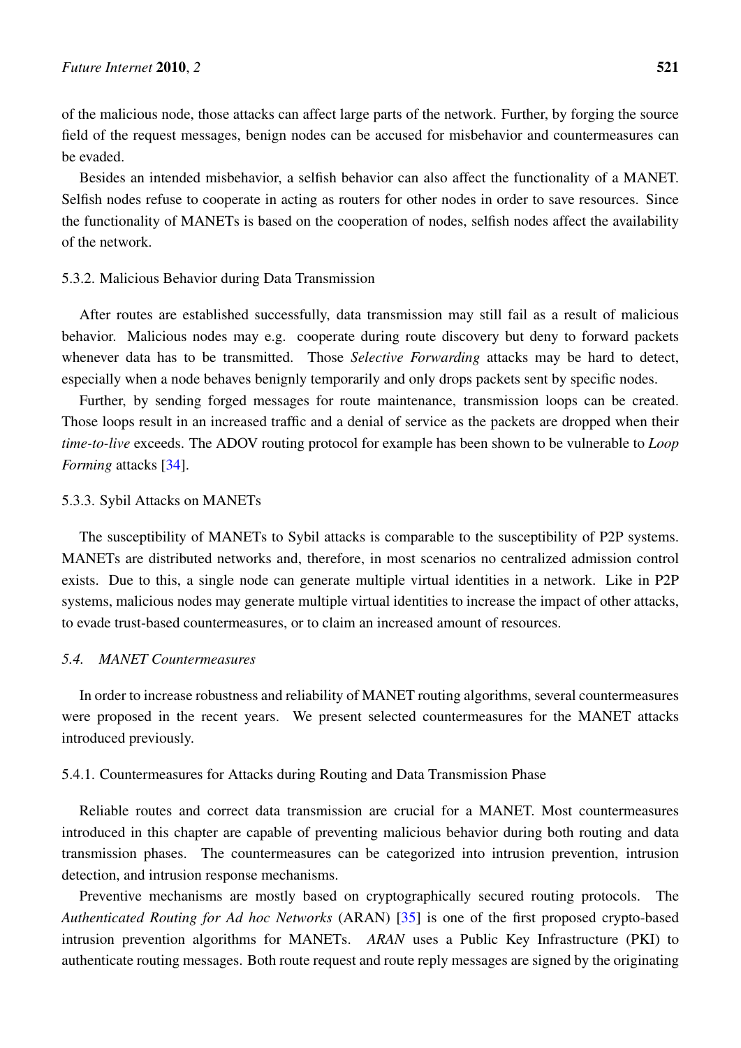of the malicious node, those attacks can affect large parts of the network. Further, by forging the source field of the request messages, benign nodes can be accused for misbehavior and countermeasures can be evaded.

Besides an intended misbehavior, a selfish behavior can also affect the functionality of a MANET. Selfish nodes refuse to cooperate in acting as routers for other nodes in order to save resources. Since the functionality of MANETs is based on the cooperation of nodes, selfish nodes affect the availability of the network.

#### 5.3.2. Malicious Behavior during Data Transmission

After routes are established successfully, data transmission may still fail as a result of malicious behavior. Malicious nodes may e.g. cooperate during route discovery but deny to forward packets whenever data has to be transmitted. Those *Selective Forwarding* attacks may be hard to detect, especially when a node behaves benignly temporarily and only drops packets sent by specific nodes.

Further, by sending forged messages for route maintenance, transmission loops can be created. Those loops result in an increased traffic and a denial of service as the packets are dropped when their *time-to-live* exceeds. The ADOV routing protocol for example has been shown to be vulnerable to *Loop Forming* attacks [34].

#### 5.3.3. Sybil Attacks on MANETs

The susceptibility of MANETs to Sybil attacks is comparable to the susceptibility of P2P systems. MANETs are distributed networks and, therefore, in most scenarios no centralized admission control exists. Due to this, a single node can generate multiple virtual identities in a network. Like in P2P systems, malicious nodes may generate multiple virtual identities to increase the impact of other attacks, to evade trust-based countermeasures, or to claim an increased amount of resources.

### *5.4. MANET Countermeasures*

In order to increase robustness and reliability of MANET routing algorithms, several countermeasures were proposed in the recent years. We present selected countermeasures for the MANET attacks introduced previously.

#### 5.4.1. Countermeasures for Attacks during Routing and Data Transmission Phase

Reliable routes and correct data transmission are crucial for a MANET. Most countermeasures introduced in this chapter are capable of preventing malicious behavior during both routing and data transmission phases. The countermeasures can be categorized into intrusion prevention, intrusion detection, and intrusion response mechanisms.

Preventive mechanisms are mostly based on cryptographically secured routing protocols. The *Authenticated Routing for Ad hoc Networks* (ARAN) [35] is one of the first proposed crypto-based intrusion prevention algorithms for MANETs. *ARAN* uses a Public Key Infrastructure (PKI) to authenticate routing messages. Both route request and route reply messages are signed by the originating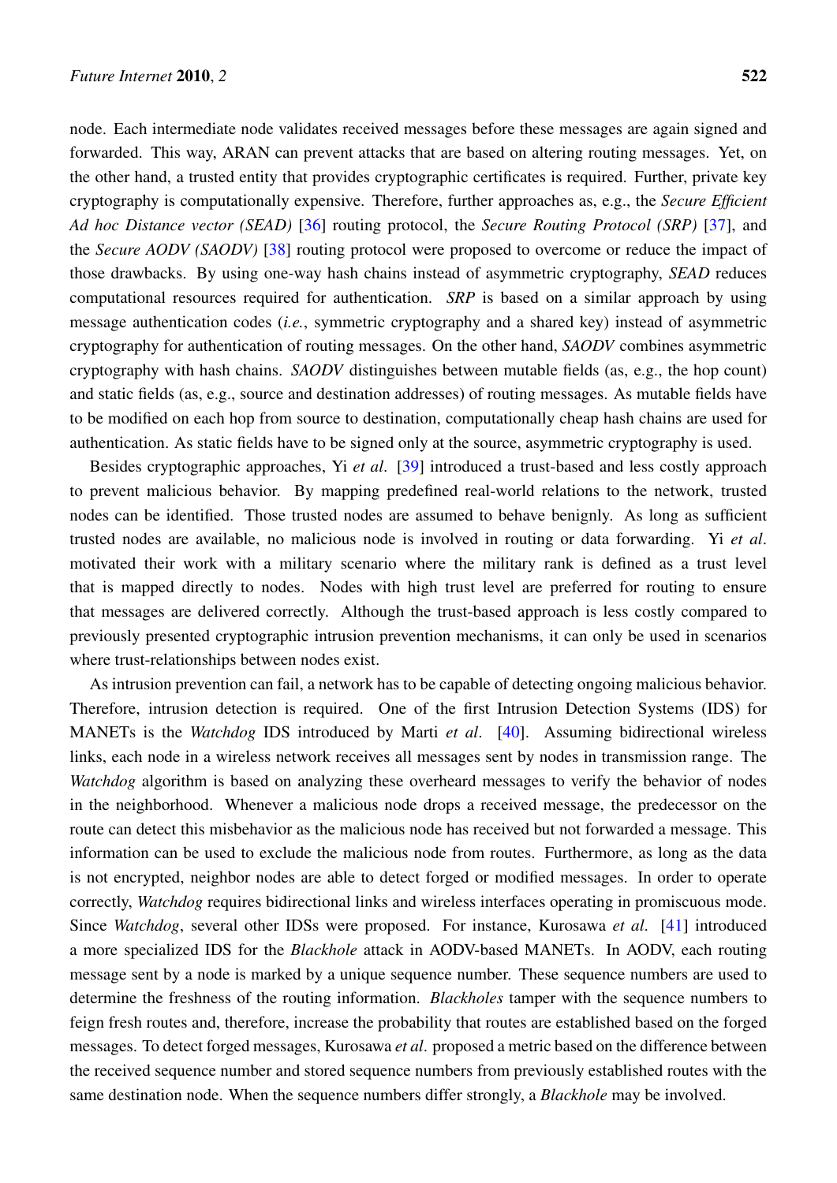node. Each intermediate node validates received messages before these messages are again signed and forwarded. This way, ARAN can prevent attacks that are based on altering routing messages. Yet, on the other hand, a trusted entity that provides cryptographic certificates is required. Further, private key cryptography is computationally expensive. Therefore, further approaches as, e.g., the *Secure Efficient Ad hoc Distance vector (SEAD)* [36] routing protocol, the *Secure Routing Protocol (SRP)* [37], and the *Secure AODV (SAODV)* [38] routing protocol were proposed to overcome or reduce the impact of those drawbacks. By using one-way hash chains instead of asymmetric cryptography, *SEAD* reduces computational resources required for authentication. *SRP* is based on a similar approach by using message authentication codes (*i.e.*, symmetric cryptography and a shared key) instead of asymmetric cryptography for authentication of routing messages. On the other hand, *SAODV* combines asymmetric cryptography with hash chains. *SAODV* distinguishes between mutable fields (as, e.g., the hop count) and static fields (as, e.g., source and destination addresses) of routing messages. As mutable fields have to be modified on each hop from source to destination, computationally cheap hash chains are used for authentication. As static fields have to be signed only at the source, asymmetric cryptography is used.

Besides cryptographic approaches, Yi *et al*. [39] introduced a trust-based and less costly approach to prevent malicious behavior. By mapping predefined real-world relations to the network, trusted nodes can be identified. Those trusted nodes are assumed to behave benignly. As long as sufficient trusted nodes are available, no malicious node is involved in routing or data forwarding. Yi *et al*. motivated their work with a military scenario where the military rank is defined as a trust level that is mapped directly to nodes. Nodes with high trust level are preferred for routing to ensure that messages are delivered correctly. Although the trust-based approach is less costly compared to previously presented cryptographic intrusion prevention mechanisms, it can only be used in scenarios where trust-relationships between nodes exist.

As intrusion prevention can fail, a network has to be capable of detecting ongoing malicious behavior. Therefore, intrusion detection is required. One of the first Intrusion Detection Systems (IDS) for MANETs is the *Watchdog* IDS introduced by Marti *et al*. [40]. Assuming bidirectional wireless links, each node in a wireless network receives all messages sent by nodes in transmission range. The *Watchdog* algorithm is based on analyzing these overheard messages to verify the behavior of nodes in the neighborhood. Whenever a malicious node drops a received message, the predecessor on the route can detect this misbehavior as the malicious node has received but not forwarded a message. This information can be used to exclude the malicious node from routes. Furthermore, as long as the data is not encrypted, neighbor nodes are able to detect forged or modified messages. In order to operate correctly, *Watchdog* requires bidirectional links and wireless interfaces operating in promiscuous mode. Since *Watchdog*, several other IDSs were proposed. For instance, Kurosawa *et al*. [41] introduced a more specialized IDS for the *Blackhole* attack in AODV-based MANETs. In AODV, each routing message sent by a node is marked by a unique sequence number. These sequence numbers are used to determine the freshness of the routing information. *Blackholes* tamper with the sequence numbers to feign fresh routes and, therefore, increase the probability that routes are established based on the forged messages. To detect forged messages, Kurosawa *et al*. proposed a metric based on the difference between the received sequence number and stored sequence numbers from previously established routes with the same destination node. When the sequence numbers differ strongly, a *Blackhole* may be involved.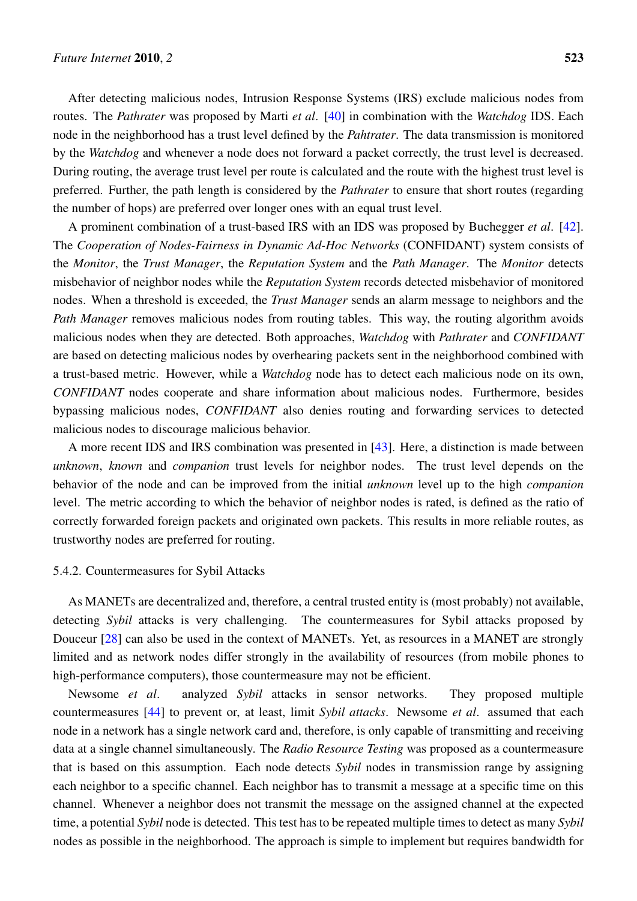After detecting malicious nodes, Intrusion Response Systems (IRS) exclude malicious nodes from routes. The *Pathrater* was proposed by Marti *et al*. [40] in combination with the *Watchdog* IDS. Each node in the neighborhood has a trust level defined by the *Pahtrater*. The data transmission is monitored by the *Watchdog* and whenever a node does not forward a packet correctly, the trust level is decreased. During routing, the average trust level per route is calculated and the route with the highest trust level is preferred. Further, the path length is considered by the *Pathrater* to ensure that short routes (regarding the number of hops) are preferred over longer ones with an equal trust level.

A prominent combination of a trust-based IRS with an IDS was proposed by Buchegger *et al*. [42]. The *Cooperation of Nodes-Fairness in Dynamic Ad-Hoc Networks* (CONFIDANT) system consists of the *Monitor*, the *Trust Manager*, the *Reputation System* and the *Path Manager*. The *Monitor* detects misbehavior of neighbor nodes while the *Reputation System* records detected misbehavior of monitored nodes. When a threshold is exceeded, the *Trust Manager* sends an alarm message to neighbors and the *Path Manager* removes malicious nodes from routing tables. This way, the routing algorithm avoids malicious nodes when they are detected. Both approaches, *Watchdog* with *Pathrater* and *CONFIDANT* are based on detecting malicious nodes by overhearing packets sent in the neighborhood combined with a trust-based metric. However, while a *Watchdog* node has to detect each malicious node on its own, *CONFIDANT* nodes cooperate and share information about malicious nodes. Furthermore, besides bypassing malicious nodes, *CONFIDANT* also denies routing and forwarding services to detected malicious nodes to discourage malicious behavior.

A more recent IDS and IRS combination was presented in [43]. Here, a distinction is made between *unknown*, *known* and *companion* trust levels for neighbor nodes. The trust level depends on the behavior of the node and can be improved from the initial *unknown* level up to the high *companion* level. The metric according to which the behavior of neighbor nodes is rated, is defined as the ratio of correctly forwarded foreign packets and originated own packets. This results in more reliable routes, as trustworthy nodes are preferred for routing.

#### 5.4.2. Countermeasures for Sybil Attacks

As MANETs are decentralized and, therefore, a central trusted entity is (most probably) not available, detecting *Sybil* attacks is very challenging. The countermeasures for Sybil attacks proposed by Douceur [28] can also be used in the context of MANETs. Yet, as resources in a MANET are strongly limited and as network nodes differ strongly in the availability of resources (from mobile phones to high-performance computers), those countermeasure may not be efficient.

Newsome *et al*. analyzed *Sybil* attacks in sensor networks. They proposed multiple countermeasures [44] to prevent or, at least, limit *Sybil attacks*. Newsome *et al*. assumed that each node in a network has a single network card and, therefore, is only capable of transmitting and receiving data at a single channel simultaneously. The *Radio Resource Testing* was proposed as a countermeasure that is based on this assumption. Each node detects *Sybil* nodes in transmission range by assigning each neighbor to a specific channel. Each neighbor has to transmit a message at a specific time on this channel. Whenever a neighbor does not transmit the message on the assigned channel at the expected time, a potential *Sybil* node is detected. This test has to be repeated multiple times to detect as many *Sybil* nodes as possible in the neighborhood. The approach is simple to implement but requires bandwidth for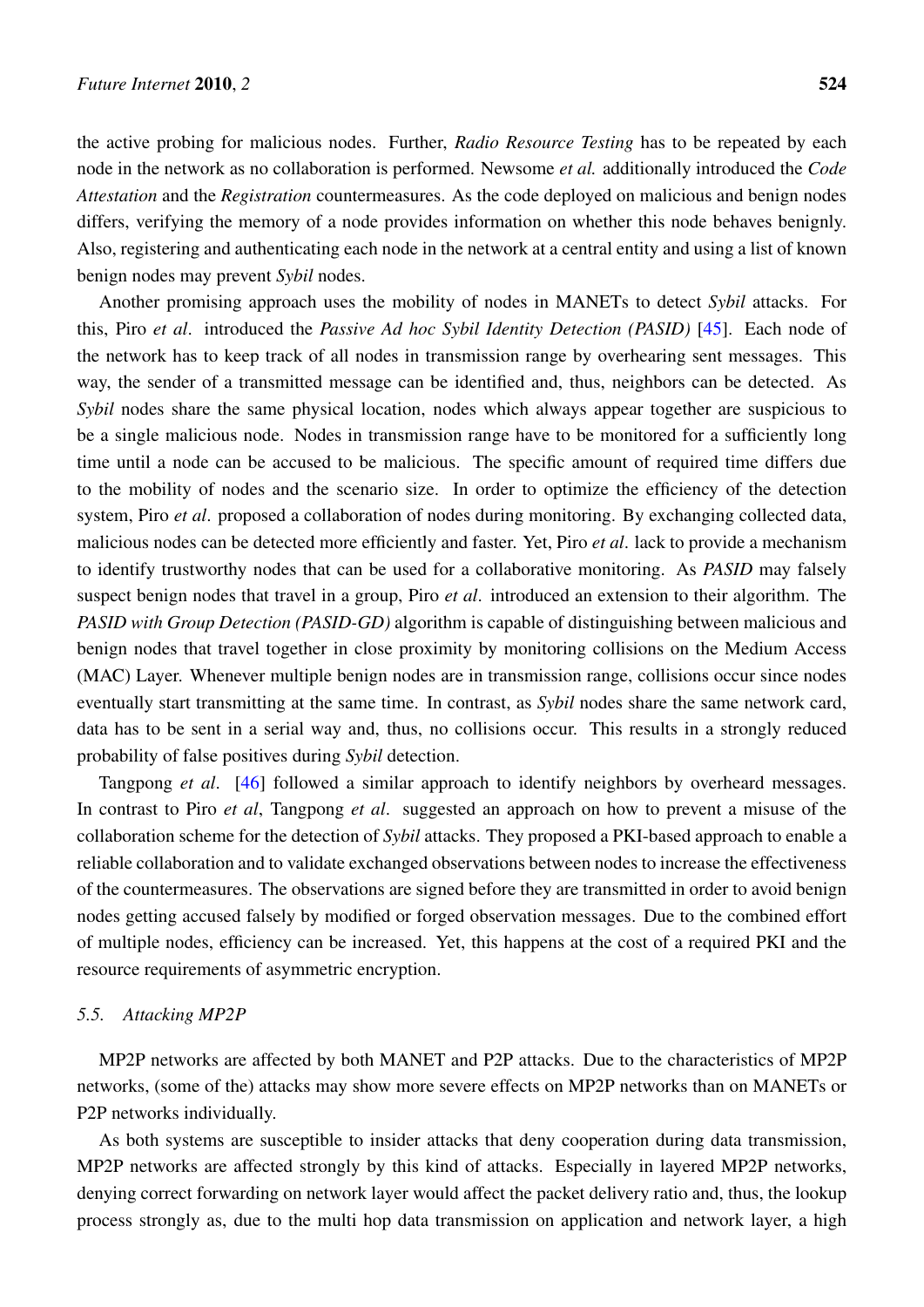the active probing for malicious nodes. Further, *Radio Resource Testing* has to be repeated by each node in the network as no collaboration is performed. Newsome *et al.* additionally introduced the *Code Attestation* and the *Registration* countermeasures. As the code deployed on malicious and benign nodes differs, verifying the memory of a node provides information on whether this node behaves benignly. Also, registering and authenticating each node in the network at a central entity and using a list of known benign nodes may prevent *Sybil* nodes.

Another promising approach uses the mobility of nodes in MANETs to detect *Sybil* attacks. For this, Piro *et al*. introduced the *Passive Ad hoc Sybil Identity Detection (PASID)* [45]. Each node of the network has to keep track of all nodes in transmission range by overhearing sent messages. This way, the sender of a transmitted message can be identified and, thus, neighbors can be detected. As *Sybil* nodes share the same physical location, nodes which always appear together are suspicious to be a single malicious node. Nodes in transmission range have to be monitored for a sufficiently long time until a node can be accused to be malicious. The specific amount of required time differs due to the mobility of nodes and the scenario size. In order to optimize the efficiency of the detection system, Piro *et al*. proposed a collaboration of nodes during monitoring. By exchanging collected data, malicious nodes can be detected more efficiently and faster. Yet, Piro *et al*. lack to provide a mechanism to identify trustworthy nodes that can be used for a collaborative monitoring. As *PASID* may falsely suspect benign nodes that travel in a group, Piro *et al*. introduced an extension to their algorithm. The *PASID with Group Detection (PASID-GD)* algorithm is capable of distinguishing between malicious and benign nodes that travel together in close proximity by monitoring collisions on the Medium Access (MAC) Layer. Whenever multiple benign nodes are in transmission range, collisions occur since nodes eventually start transmitting at the same time. In contrast, as *Sybil* nodes share the same network card, data has to be sent in a serial way and, thus, no collisions occur. This results in a strongly reduced probability of false positives during *Sybil* detection.

Tangpong *et al*. [46] followed a similar approach to identify neighbors by overheard messages. In contrast to Piro *et al*, Tangpong *et al*. suggested an approach on how to prevent a misuse of the collaboration scheme for the detection of *Sybil* attacks. They proposed a PKI-based approach to enable a reliable collaboration and to validate exchanged observations between nodes to increase the effectiveness of the countermeasures. The observations are signed before they are transmitted in order to avoid benign nodes getting accused falsely by modified or forged observation messages. Due to the combined effort of multiple nodes, efficiency can be increased. Yet, this happens at the cost of a required PKI and the resource requirements of asymmetric encryption.

### 5.5. Attacking MP2P

MP2P networks are affected by both MANET and P2P attacks. Due to the characteristics of MP2P networks, (some of the) attacks may show more severe effects on MP2P networks than on MANETs or P2P networks individually.

As both systems are susceptible to insider attacks that deny cooperation during data transmission, MP2P networks are affected strongly by this kind of attacks. Especially in layered MP2P networks, denying correct forwarding on network layer would affect the packet delivery ratio and, thus, the lookup process strongly as, due to the multi hop data transmission on application and network layer, a high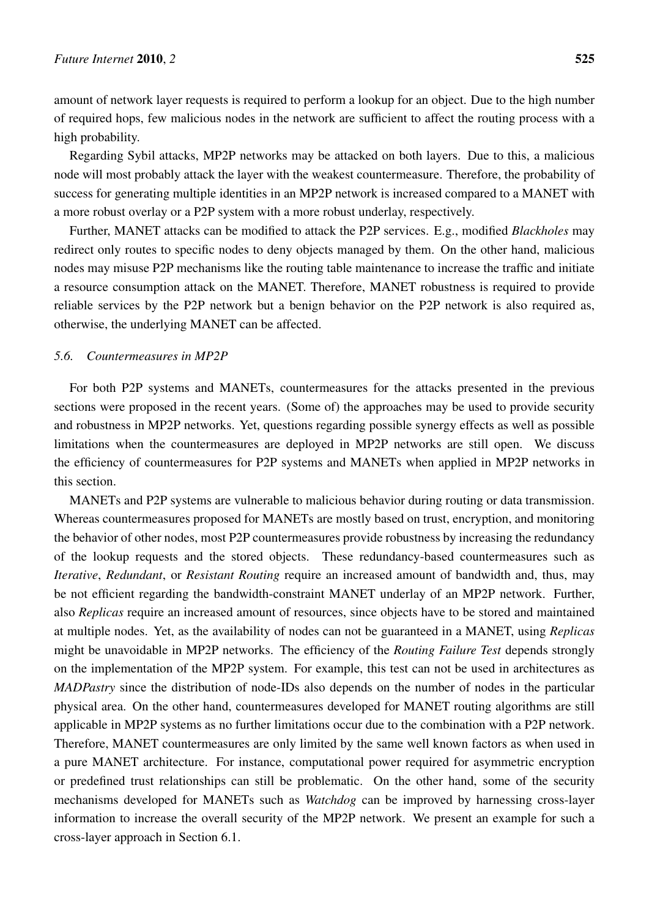amount of network layer requests is required to perform a lookup for an object. Due to the high number of required hops, few malicious nodes in the network are sufficient to affect the routing process with a high probability.

Regarding Sybil attacks, MP2P networks may be attacked on both layers. Due to this, a malicious node will most probably attack the layer with the weakest countermeasure. Therefore, the probability of success for generating multiple identities in an MP2P network is increased compared to a MANET with a more robust overlay or a P2P system with a more robust underlay, respectively.

Further, MANET attacks can be modified to attack the P2P services. E.g., modified *Blackholes* may redirect only routes to specific nodes to deny objects managed by them. On the other hand, malicious nodes may misuse P2P mechanisms like the routing table maintenance to increase the traffic and initiate a resource consumption attack on the MANET. Therefore, MANET robustness is required to provide reliable services by the P2P network but a benign behavior on the P2P network is also required as, otherwise, the underlying MANET can be affected.

### *5.6. Countermeasures in MP2P*

For both P2P systems and MANETs, countermeasures for the attacks presented in the previous sections were proposed in the recent years. (Some of) the approaches may be used to provide security and robustness in MP2P networks. Yet, questions regarding possible synergy effects as well as possible limitations when the countermeasures are deployed in MP2P networks are still open. We discuss the efficiency of countermeasures for P2P systems and MANETs when applied in MP2P networks in this section.

MANETs and P2P systems are vulnerable to malicious behavior during routing or data transmission. Whereas countermeasures proposed for MANETs are mostly based on trust, encryption, and monitoring the behavior of other nodes, most P2P countermeasures provide robustness by increasing the redundancy of the lookup requests and the stored objects. These redundancy-based countermeasures such as *Iterative*, *Redundant*, or *Resistant Routing* require an increased amount of bandwidth and, thus, may be not efficient regarding the bandwidth-constraint MANET underlay of an MP2P network. Further, also *Replicas* require an increased amount of resources, since objects have to be stored and maintained at multiple nodes. Yet, as the availability of nodes can not be guaranteed in a MANET, using *Replicas* might be unavoidable in MP2P networks. The efficiency of the *Routing Failure Test* depends strongly on the implementation of the MP2P system. For example, this test can not be used in architectures as *MADPastry* since the distribution of node-IDs also depends on the number of nodes in the particular physical area. On the other hand, countermeasures developed for MANET routing algorithms are still applicable in MP2P systems as no further limitations occur due to the combination with a P2P network. Therefore, MANET countermeasures are only limited by the same well known factors as when used in a pure MANET architecture. For instance, computational power required for asymmetric encryption or predefined trust relationships can still be problematic. On the other hand, some of the security mechanisms developed for MANETs such as *Watchdog* can be improved by harnessing cross-layer information to increase the overall security of the MP2P network. We present an example for such a cross-layer approach in Section 6.1.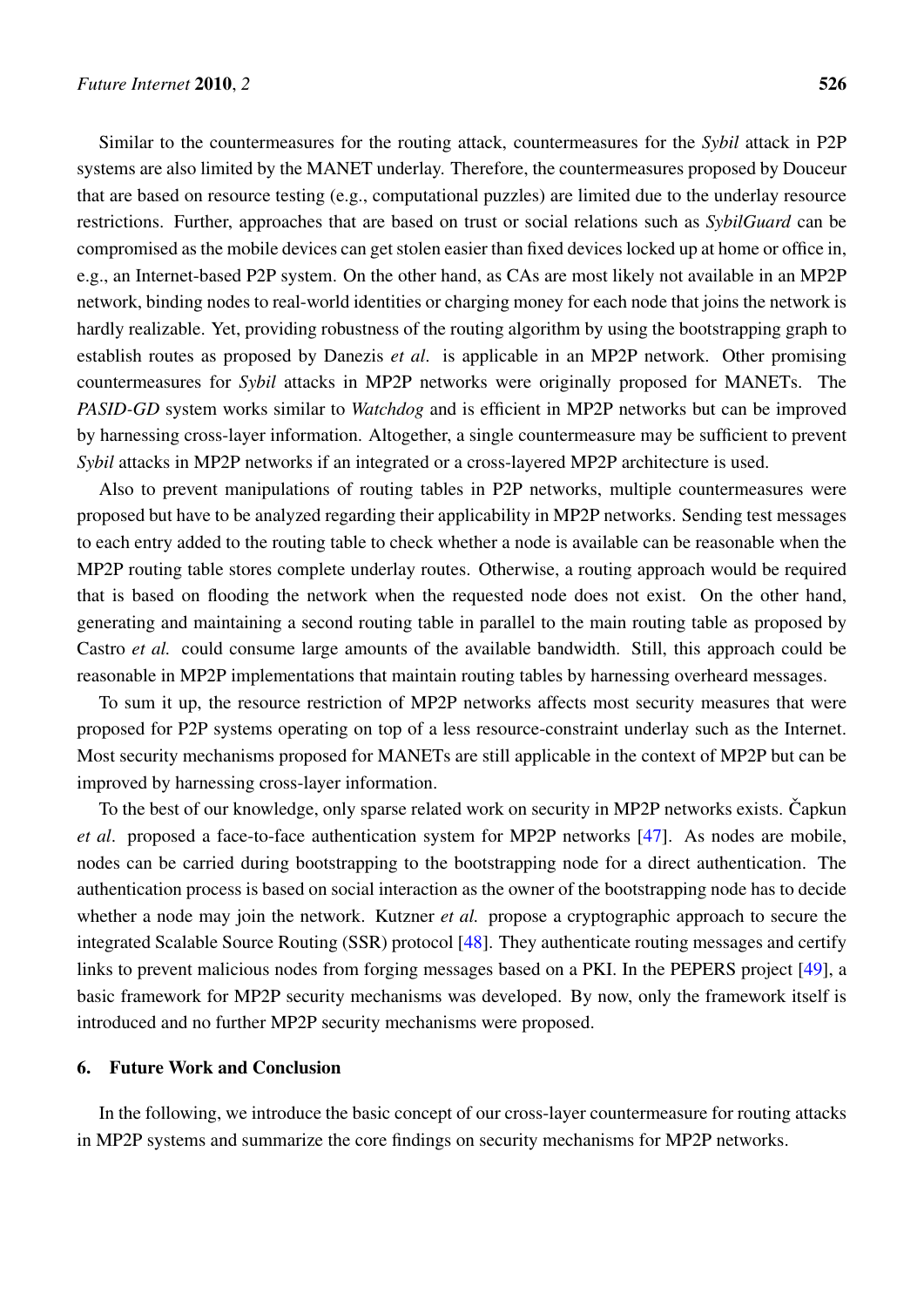Similar to the countermeasures for the routing attack, countermeasures for the *Sybil* attack in P2P systems are also limited by the MANET underlay. Therefore, the countermeasures proposed by Douceur that are based on resource testing (e.g., computational puzzles) are limited due to the underlay resource restrictions. Further, approaches that are based on trust or social relations such as *SybilGuard* can be compromised as the mobile devices can get stolen easier than fixed devices locked up at home or office in, e.g., an Internet-based P2P system. On the other hand, as CAs are most likely not available in an MP2P network, binding nodes to real-world identities or charging money for each node that joins the network is hardly realizable. Yet, providing robustness of the routing algorithm by using the bootstrapping graph to establish routes as proposed by Danezis *et al*. is applicable in an MP2P network. Other promising countermeasures for *Sybil* attacks in MP2P networks were originally proposed for MANETs. The *PASID-GD* system works similar to *Watchdog* and is efficient in MP2P networks but can be improved by harnessing cross-layer information. Altogether, a single countermeasure may be sufficient to prevent *Sybil* attacks in MP2P networks if an integrated or a cross-layered MP2P architecture is used.

Also to prevent manipulations of routing tables in P2P networks, multiple countermeasures were proposed but have to be analyzed regarding their applicability in MP2P networks. Sending test messages to each entry added to the routing table to check whether a node is available can be reasonable when the MP2P routing table stores complete underlay routes. Otherwise, a routing approach would be required that is based on flooding the network when the requested node does not exist. On the other hand, generating and maintaining a second routing table in parallel to the main routing table as proposed by Castro *et al.* could consume large amounts of the available bandwidth. Still, this approach could be reasonable in MP2P implementations that maintain routing tables by harnessing overheard messages.

To sum it up, the resource restriction of MP2P networks affects most security measures that were proposed for P2P systems operating on top of a less resource-constraint underlay such as the Internet. Most security mechanisms proposed for MANETs are still applicable in the context of MP2P but can be improved by harnessing cross-layer information.

To the best of our knowledge, only sparse related work on security in MP2P networks exists. Čapkun *et al*. proposed a face-to-face authentication system for MP2P networks [47]. As nodes are mobile, nodes can be carried during bootstrapping to the bootstrapping node for a direct authentication. The authentication process is based on social interaction as the owner of the bootstrapping node has to decide whether a node may join the network. Kutzner *et al.* propose a cryptographic approach to secure the integrated Scalable Source Routing (SSR) protocol [48]. They authenticate routing messages and certify links to prevent malicious nodes from forging messages based on a PKI. In the PEPERS project [49], a basic framework for MP2P security mechanisms was developed. By now, only the framework itself is introduced and no further MP2P security mechanisms were proposed.

## 6. Future Work and Conclusion

In the following, we introduce the basic concept of our cross-layer countermeasure for routing attacks in MP2P systems and summarize the core findings on security mechanisms for MP2P networks.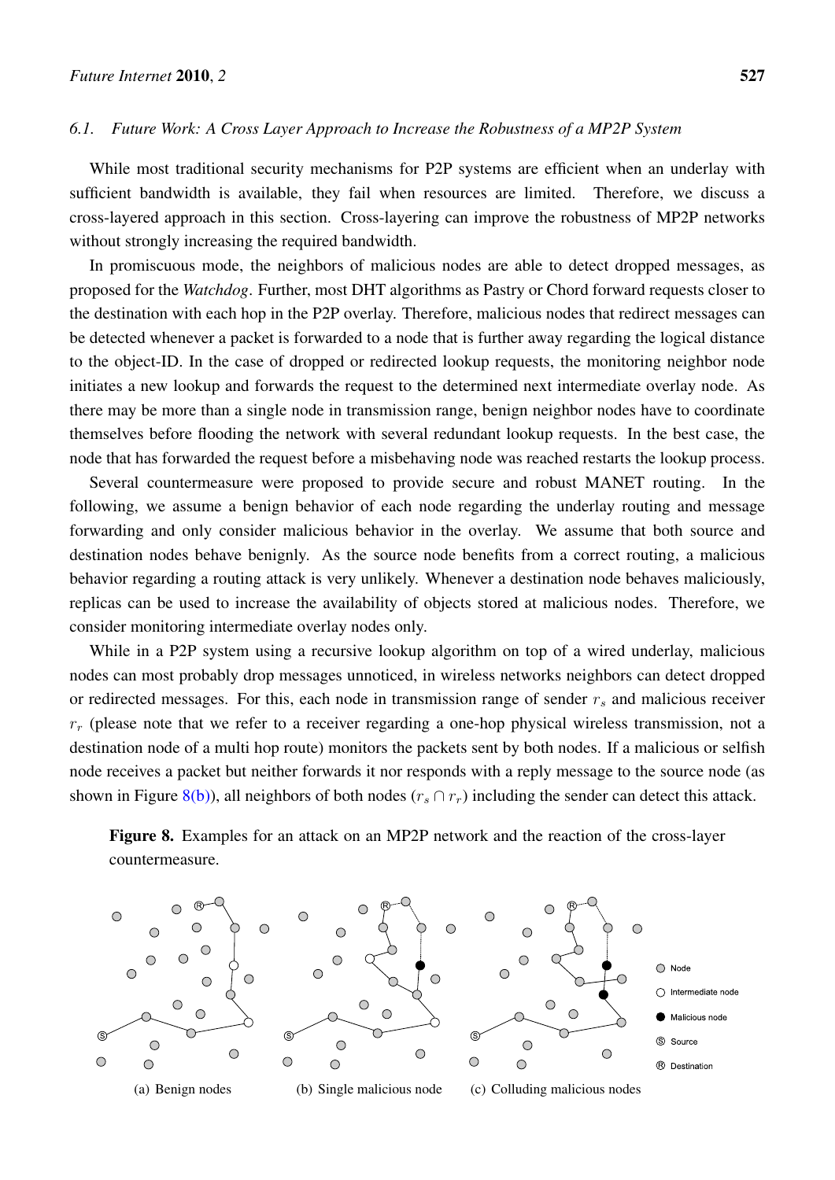### 6.1. Future Work: A Cross Layer Approach to Increase the Robustness of a MP2P System

While most traditional security mechanisms for P2P systems are efficient when an underlay with sufficient bandwidth is available, they fail when resources are limited. Therefore, we discuss a cross-layered approach in this section. Cross-layering can improve the robustness of MP2P networks without strongly increasing the required bandwidth.

In promiscuous mode, the neighbors of malicious nodes are able to detect dropped messages, as proposed for the *Watchdog*. Further, most DHT algorithms as Pastry or Chord forward requests closer to the destination with each hop in the P2P overlay. Therefore, malicious nodes that redirect messages can be detected whenever a packet is forwarded to a node that is further away regarding the logical distance to the object-ID. In the case of dropped or redirected lookup requests, the monitoring neighbor node initiates a new lookup and forwards the request to the determined next intermediate overlay node. As there may be more than a single node in transmission range, benign neighbor nodes have to coordinate themselves before flooding the network with several redundant lookup requests. In the best case, the node that has forwarded the request before a misbehaving node was reached restarts the lookup process.

Several countermeasure were proposed to provide secure and robust MANET routing. In the following, we assume a benign behavior of each node regarding the underlay routing and message forwarding and only consider malicious behavior in the overlay. We assume that both source and destination nodes behave benignly. As the source node benefits from a correct routing, a malicious behavior regarding a routing attack is very unlikely. Whenever a destination node behaves maliciously, replicas can be used to increase the availability of objects stored at malicious nodes. Therefore, we consider monitoring intermediate overlay nodes only.

While in a P2P system using a recursive lookup algorithm on top of a wired underlay, malicious nodes can most probably drop messages unnoticed, in wireless networks neighbors can detect dropped or redirected messages. For this, each node in transmission range of sender $r_s$ and malicious receiver $r_r$ (please note that we refer to a receiver regarding a one-hop physical wireless transmission, not a destination node of a multi hop route) monitors the packets sent by both nodes. If a malicious or selfish node receives a packet but neither forwards it nor responds with a reply message to the source node (as shown in Figure 8(b)), all neighbors of both nodes ($r_s \cap r_r$) including the sender can detect this attack.

**Figure 8.** Examples for an attack on an MP2P network and the reaction of the cross-layer countermeasure.

(a) Benign nodes (b) Single malicious node (c) Colluding malicious nodes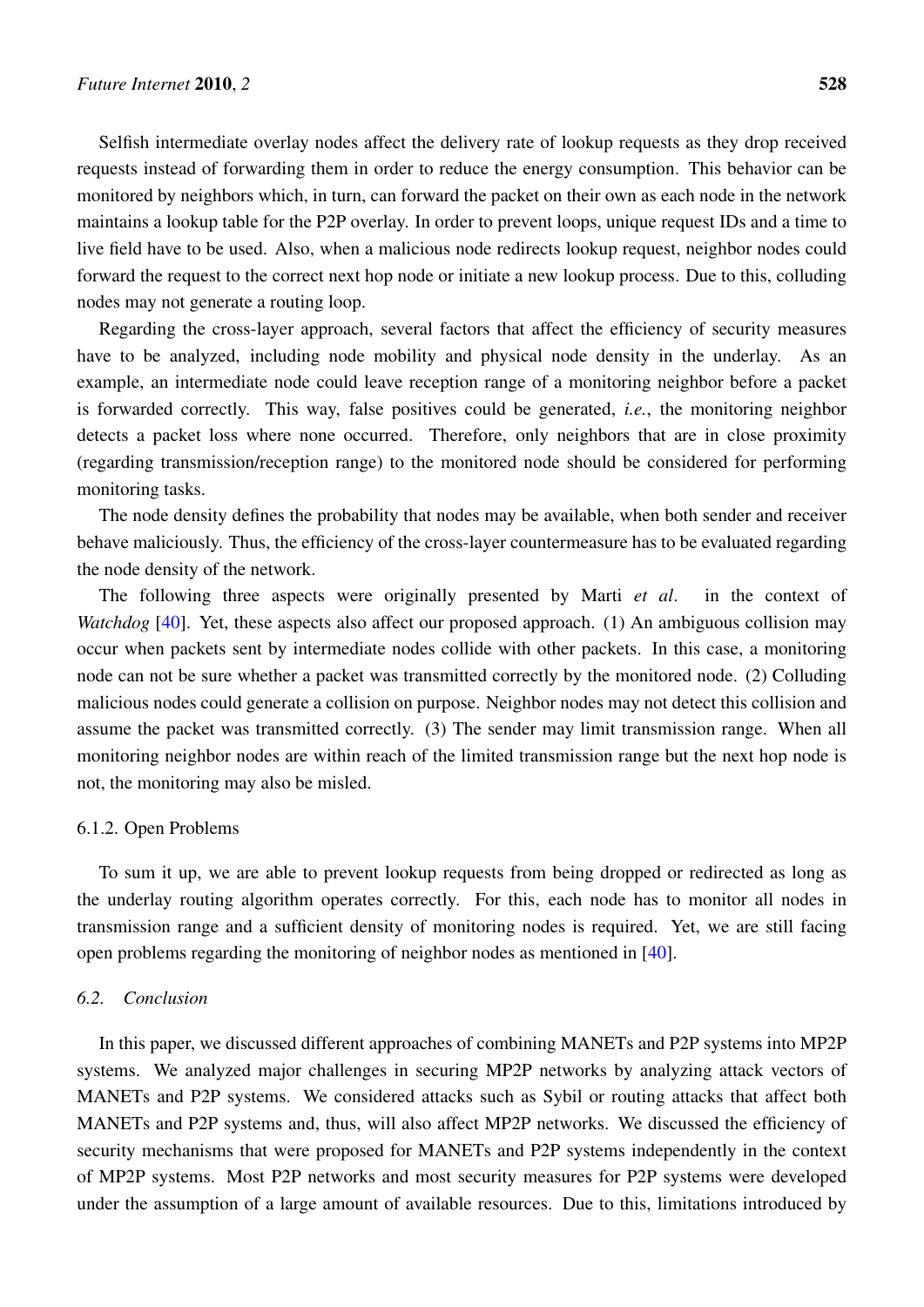Selfish intermediate overlay nodes affect the delivery rate of lookup requests as they drop received requests instead of forwarding them in order to reduce the energy consumption. This behavior can be monitored by neighbors which, in turn, can forward the packet on their own as each node in the network maintains a lookup table for the P2P overlay. In order to prevent loops, unique request IDs and a time to live field have to be used. Also, when a malicious node redirects lookup request, neighbor nodes could forward the request to the correct next hop node or initiate a new lookup process. Due to this, colluding nodes may not generate a routing loop.

Regarding the cross-layer approach, several factors that affect the efficiency of security measures have to be analyzed, including node mobility and physical node density in the underlay. As an example, an intermediate node could leave reception range of a monitoring neighbor before a packet is forwarded correctly. This way, false positives could be generated, *i.e.*, the monitoring neighbor detects a packet loss where none occurred. Therefore, only neighbors that are in close proximity (regarding transmission/reception range) to the monitored node should be considered for performing monitoring tasks.

The node density defines the probability that nodes may be available, when both sender and receiver behave maliciously. Thus, the efficiency of the cross-layer countermeasure has to be evaluated regarding the node density of the network.

The following three aspects were originally presented by Marti *et al*. in the context of *Watchdog* [40]. Yet, these aspects also affect our proposed approach. (1) An ambiguous collision may occur when packets sent by intermediate nodes collide with other packets. In this case, a monitoring node can not be sure whether a packet was transmitted correctly by the monitored node. (2) Colluding malicious nodes could generate a collision on purpose. Neighbor nodes may not detect this collision and assume the packet was transmitted correctly. (3) The sender may limit transmission range. When all monitoring neighbor nodes are within reach of the limited transmission range but the next hop node is not, the monitoring may also be misled.

#### 6.1.2. Open Problems

To sum it up, we are able to prevent lookup requests from being dropped or redirected as long as the underlay routing algorithm operates correctly. For this, each node has to monitor all nodes in transmission range and a sufficient density of monitoring nodes is required. Yet, we are still facing open problems regarding the monitoring of neighbor nodes as mentioned in [40].

### *6.2. Conclusion*

In this paper, we discussed different approaches of combining MANETs and P2P systems into MP2P systems. We analyzed major challenges in securing MP2P networks by analyzing attack vectors of MANETs and P2P systems. We considered attacks such as Sybil or routing attacks that affect both MANETs and P2P systems and, thus, will also affect MP2P networks. We discussed the efficiency of security mechanisms that were proposed for MANETs and P2P systems independently in the context of MP2P systems. Most P2P networks and most security measures for P2P systems were developed under the assumption of a large amount of available resources. Due to this, limitations introduced by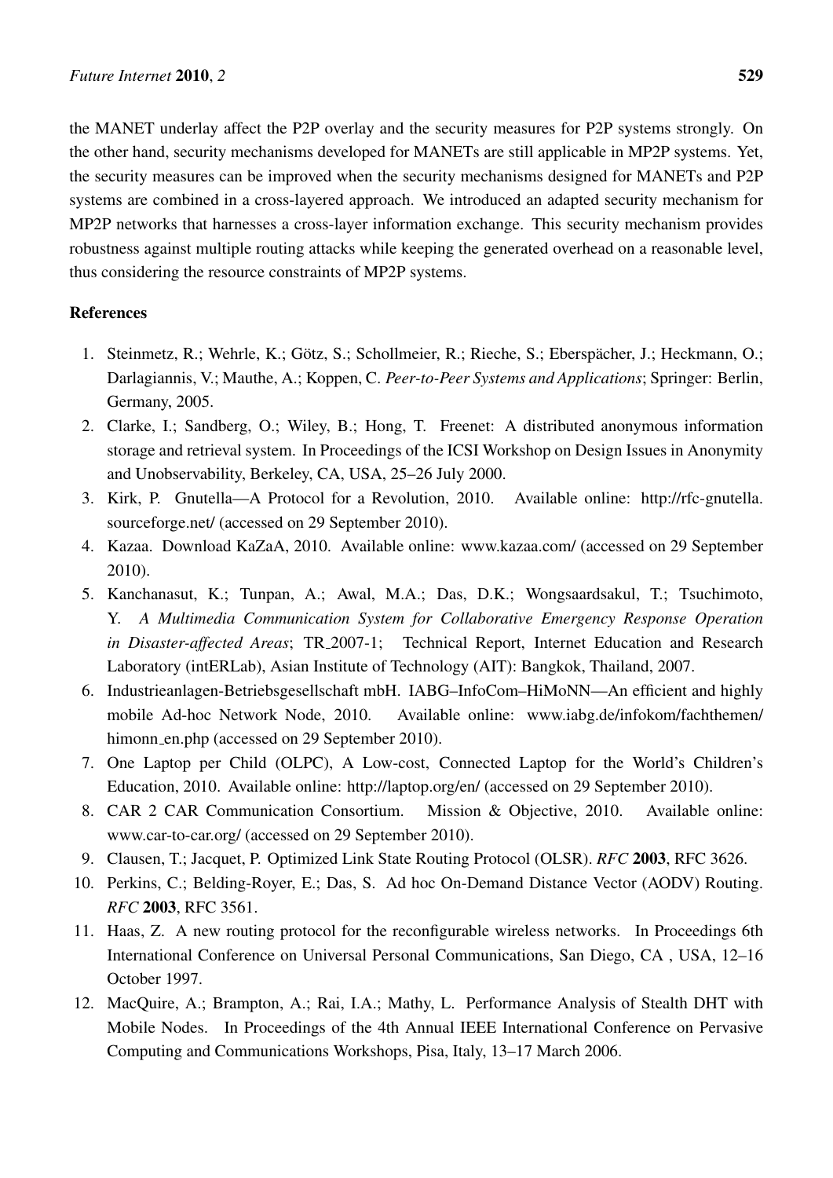the MANET underlay affect the P2P overlay and the security measures for P2P systems strongly. On the other hand, security mechanisms developed for MANETs are still applicable in MP2P systems. Yet, the security measures can be improved when the security mechanisms designed for MANETs and P2P systems are combined in a cross-layered approach. We introduced an adapted security mechanism for MP2P networks that harnesses a cross-layer information exchange. This security mechanism provides robustness against multiple routing attacks while keeping the generated overhead on a reasonable level, thus considering the resource constraints of MP2P systems.

## References

1. Steinmetz, R.; Wehrle, K.; Götz, S.; Schollmeier, R.; Rieche, S.; Eberspächer, J.; Heckmann, O.; Darlagiannis, V.; Mauthe, A.; Koppen, C. *Peer-to-Peer Systems and Applications*; Springer: Berlin, Germany, 2005.
2. Clarke, I.; Sandberg, O.; Wiley, B.; Hong, T. Freenet: A distributed anonymous information storage and retrieval system. In Proceedings of the ICSI Workshop on Design Issues in Anonymity and Unobservability, Berkeley, CA, USA, 25–26 July 2000.
3. Kirk, P. Gnutella—A Protocol for a Revolution, 2010. Available online: http://rfc-gnutella.sourceforge.net/ (accessed on 29 September 2010).
4. Kazaa. Download KaZaA, 2010. Available online: www.kazaa.com/ (accessed on 29 September 2010).
5. Kanchanasut, K.; Tunpan, A.; Awal, M.A.; Das, D.K.; Wongsaardsakul, T.; Tsuchimoto, Y. *A Multimedia Communication System for Collaborative Emergency Response Operation in Disaster-affected Areas*; TR_2007-1; Technical Report, Internet Education and Research Laboratory (intERLab), Asian Institute of Technology (AIT): Bangkok, Thailand, 2007.
6. Industrieanlagen-Betriebsgesellschaft mbH. IABG–InfoCom–HiMoNN—An efficient and highly mobile Ad-hoc Network Node, 2010. Available online: www.iabg.de/infokom/fachthemen/himonn_en.php (accessed on 29 September 2010).
7. One Laptop per Child (OLPC), A Low-cost, Connected Laptop for the World's Children's Education, 2010. Available online: http://laptop.org/en/ (accessed on 29 September 2010).
8. CAR 2 CAR Communication Consortium. Mission & Objective, 2010. Available online: www.car-to-car.org/ (accessed on 29 September 2010).
9. Clausen, T.; Jacquet, P. Optimized Link State Routing Protocol (OLSR). *RFC* **2003**, RFC 3626.
10. Perkins, C.; Belding-Royer, E.; Das, S. Ad hoc On-Demand Distance Vector (AODV) Routing. *RFC* **2003**, RFC 3561.
11. Haas, Z. A new routing protocol for the reconfigurable wireless networks. In Proceedings 6th International Conference on Universal Personal Communications, San Diego, CA , USA, 12–16 October 1997.
12. MacQuire, A.; Brampton, A.; Rai, I.A.; Mathy, L. Performance Analysis of Stealth DHT with Mobile Nodes. In Proceedings of the 4th Annual IEEE International Conference on Pervasive Computing and Communications Workshops, Pisa, Italy, 13–17 March 2006.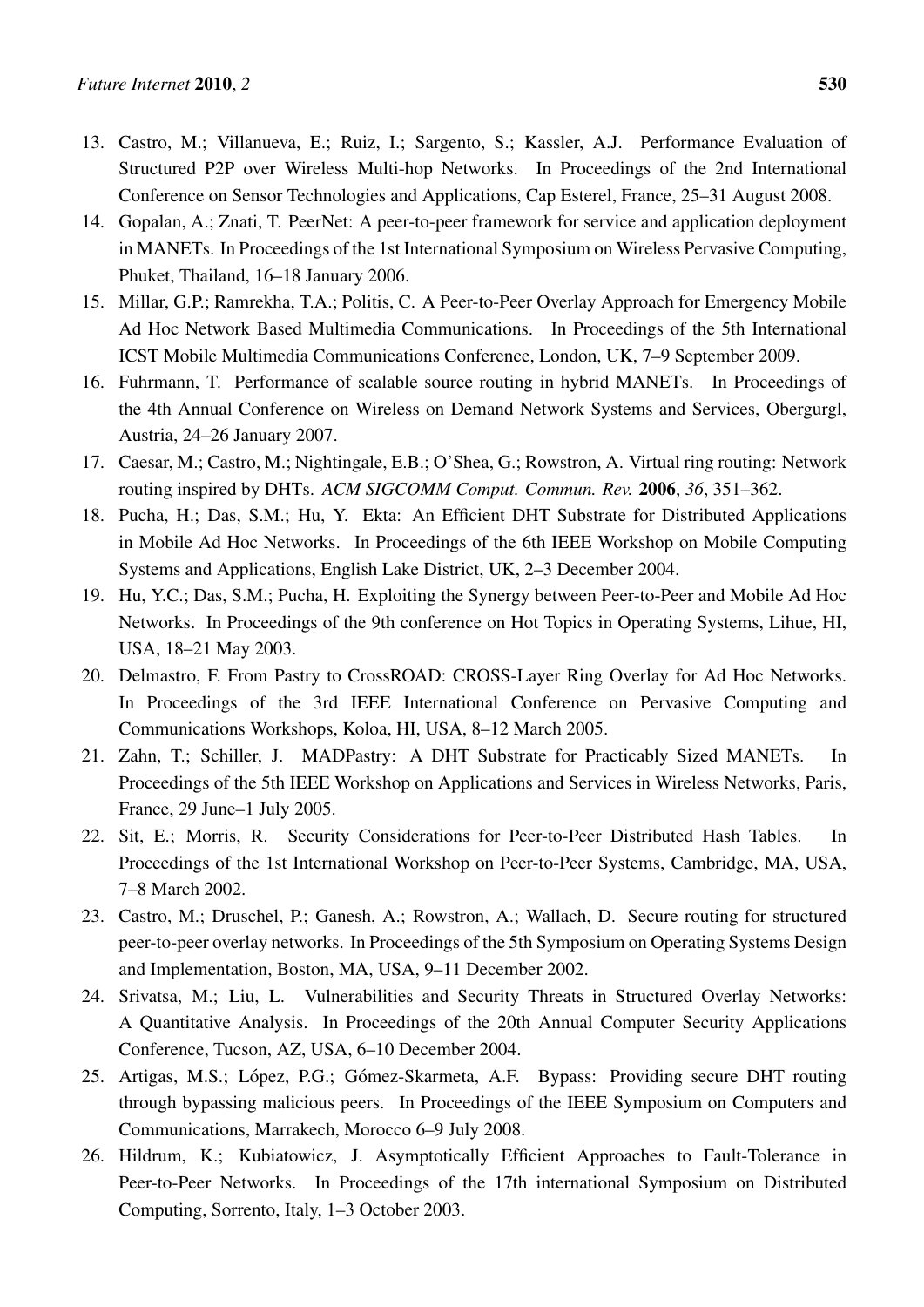13. Castro, M.; Villanueva, E.; Ruiz, I.; Sargento, S.; Kassler, A.J. Performance Evaluation of Structured P2P over Wireless Multi-hop Networks. In Proceedings of the 2nd International Conference on Sensor Technologies and Applications, Cap Esterel, France, 25–31 August 2008.
14. Gopalan, A.; Znati, T. PeerNet: A peer-to-peer framework for service and application deployment in MANETs. In Proceedings of the 1st International Symposium on Wireless Pervasive Computing, Phuket, Thailand, 16–18 January 2006.
15. Millar, G.P.; Ramrekha, T.A.; Politis, C. A Peer-to-Peer Overlay Approach for Emergency Mobile Ad Hoc Network Based Multimedia Communications. In Proceedings of the 5th International ICST Mobile Multimedia Communications Conference, London, UK, 7–9 September 2009.
16. Fuhrmann, T. Performance of scalable source routing in hybrid MANETs. In Proceedings of the 4th Annual Conference on Wireless on Demand Network Systems and Services, Obergurgl, Austria, 24–26 January 2007.
17. Caesar, M.; Castro, M.; Nightingale, E.B.; O'Shea, G.; Rowstron, A. Virtual ring routing: Network routing inspired by DHTs. *ACM SIGCOMM Comput. Commun. Rev.* **2006**, *36*, 351–362.
18. Pucha, H.; Das, S.M.; Hu, Y. Ekta: An Efficient DHT Substrate for Distributed Applications in Mobile Ad Hoc Networks. In Proceedings of the 6th IEEE Workshop on Mobile Computing Systems and Applications, English Lake District, UK, 2–3 December 2004.
19. Hu, Y.C.; Das, S.M.; Pucha, H. Exploiting the Synergy between Peer-to-Peer and Mobile Ad Hoc Networks. In Proceedings of the 9th conference on Hot Topics in Operating Systems, Lihue, HI, USA, 18–21 May 2003.
20. Delmastro, F. From Pastry to CrossROAD: CROSS-Layer Ring Overlay for Ad Hoc Networks. In Proceedings of the 3rd IEEE International Conference on Pervasive Computing and Communications Workshops, Koloa, HI, USA, 8–12 March 2005.
21. Zahn, T.; Schiller, J. MADPastry: A DHT Substrate for Practicably Sized MANETs. In Proceedings of the 5th IEEE Workshop on Applications and Services in Wireless Networks, Paris, France, 29 June–1 July 2005.
22. Sit, E.; Morris, R. Security Considerations for Peer-to-Peer Distributed Hash Tables. In Proceedings of the 1st International Workshop on Peer-to-Peer Systems, Cambridge, MA, USA, 7–8 March 2002.
23. Castro, M.; Druschel, P.; Ganesh, A.; Rowstron, A.; Wallach, D. Secure routing for structured peer-to-peer overlay networks. In Proceedings of the 5th Symposium on Operating Systems Design and Implementation, Boston, MA, USA, 9–11 December 2002.
24. Srivatsa, M.; Liu, L. Vulnerabilities and Security Threats in Structured Overlay Networks: A Quantitative Analysis. In Proceedings of the 20th Annual Computer Security Applications Conference, Tucson, AZ, USA, 6–10 December 2004.
25. Artigas, M.S.; López, P.G.; Gómez-Skarmeta, A.F. Bypass: Providing secure DHT routing through bypassing malicious peers. In Proceedings of the IEEE Symposium on Computers and Communications, Marrakech, Morocco 6–9 July 2008.
26. Hildrum, K.; Kubiatowicz, J. Asymptotically Efficient Approaches to Fault-Tolerance in Peer-to-Peer Networks. In Proceedings of the 17th international Symposium on Distributed Computing, Sorrento, Italy, 1–3 October 2003.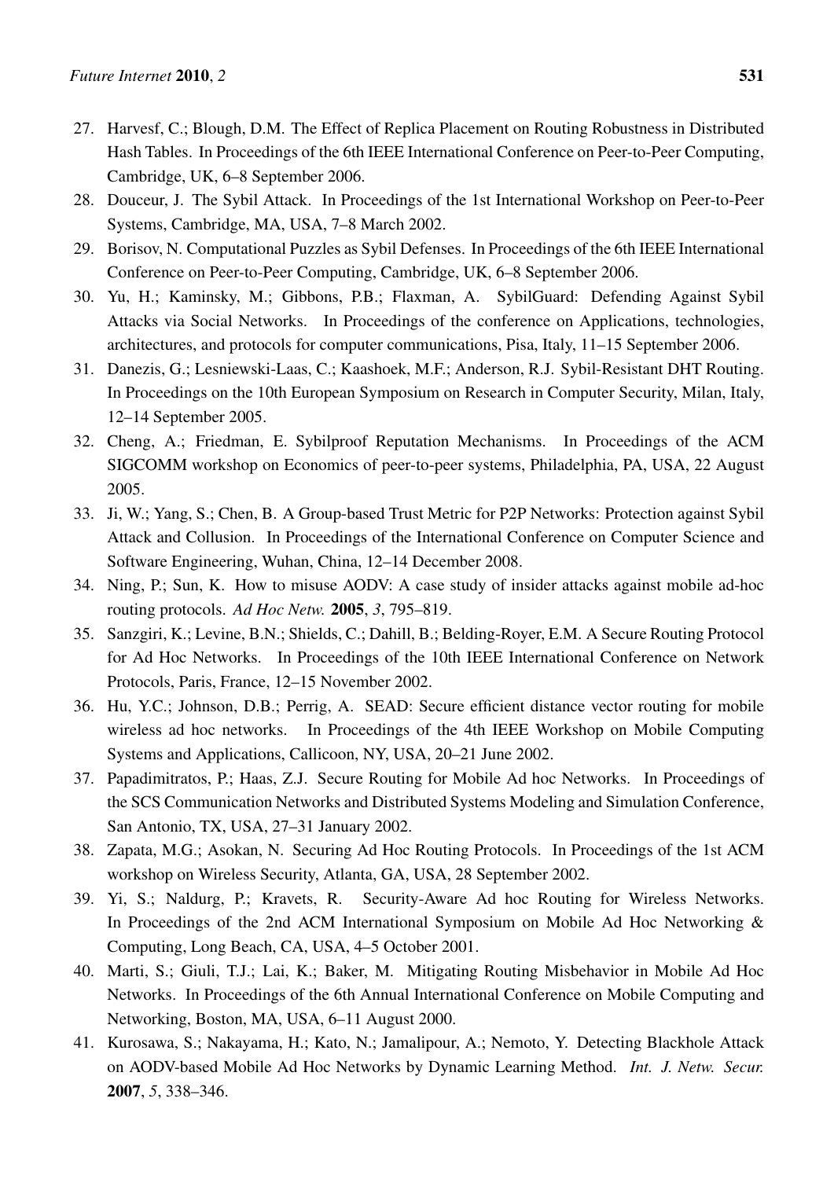27. Harvesf, C.; Blough, D.M. The Effect of Replica Placement on Routing Robustness in Distributed Hash Tables. In Proceedings of the 6th IEEE International Conference on Peer-to-Peer Computing, Cambridge, UK, 6–8 September 2006.
28. Douceur, J. The Sybil Attack. In Proceedings of the 1st International Workshop on Peer-to-Peer Systems, Cambridge, MA, USA, 7–8 March 2002.
29. Borisov, N. Computational Puzzles as Sybil Defenses. In Proceedings of the 6th IEEE International Conference on Peer-to-Peer Computing, Cambridge, UK, 6–8 September 2006.
30. Yu, H.; Kaminsky, M.; Gibbons, P.B.; Flaxman, A. SybilGuard: Defending Against Sybil Attacks via Social Networks. In Proceedings of the conference on Applications, technologies, architectures, and protocols for computer communications, Pisa, Italy, 11–15 September 2006.
31. Danezis, G.; Lesniewski-Laas, C.; Kaashoek, M.F.; Anderson, R.J. Sybil-Resistant DHT Routing. In Proceedings on the 10th European Symposium on Research in Computer Security, Milan, Italy, 12–14 September 2005.
32. Cheng, A.; Friedman, E. Sybilproof Reputation Mechanisms. In Proceedings of the ACM SIGCOMM workshop on Economics of peer-to-peer systems, Philadelphia, PA, USA, 22 August 2005.
33. Ji, W.; Yang, S.; Chen, B. A Group-based Trust Metric for P2P Networks: Protection against Sybil Attack and Collusion. In Proceedings of the International Conference on Computer Science and Software Engineering, Wuhan, China, 12–14 December 2008.
34. Ning, P.; Sun, K. How to misuse AODV: A case study of insider attacks against mobile ad-hoc routing protocols. *Ad Hoc Netw.* **2005**, *3*, 795–819.
35. Sanzgiri, K.; Levine, B.N.; Shields, C.; Dahill, B.; Belding-Royer, E.M. A Secure Routing Protocol for Ad Hoc Networks. In Proceedings of the 10th IEEE International Conference on Network Protocols, Paris, France, 12–15 November 2002.
36. Hu, Y.C.; Johnson, D.B.; Perrig, A. SEAD: Secure efficient distance vector routing for mobile wireless ad hoc networks. In Proceedings of the 4th IEEE Workshop on Mobile Computing Systems and Applications, Callicoon, NY, USA, 20–21 June 2002.
37. Papadimitratos, P.; Haas, Z.J. Secure Routing for Mobile Ad hoc Networks. In Proceedings of the SCS Communication Networks and Distributed Systems Modeling and Simulation Conference, San Antonio, TX, USA, 27–31 January 2002.
38. Zapata, M.G.; Asokan, N. Securing Ad Hoc Routing Protocols. In Proceedings of the 1st ACM workshop on Wireless Security, Atlanta, GA, USA, 28 September 2002.
39. Yi, S.; Naldurg, P.; Kravets, R. Security-Aware Ad hoc Routing for Wireless Networks. In Proceedings of the 2nd ACM International Symposium on Mobile Ad Hoc Networking & Computing, Long Beach, CA, USA, 4–5 October 2001.
40. Marti, S.; Giuli, T.J.; Lai, K.; Baker, M. Mitigating Routing Misbehavior in Mobile Ad Hoc Networks. In Proceedings of the 6th Annual International Conference on Mobile Computing and Networking, Boston, MA, USA, 6–11 August 2000.
41. Kurosawa, S.; Nakayama, H.; Kato, N.; Jamalipour, A.; Nemoto, Y. Detecting Blackhole Attack on AODV-based Mobile Ad Hoc Networks by Dynamic Learning Method. *Int. J. Netw. Secur.* **2007**, *5*, 338–346.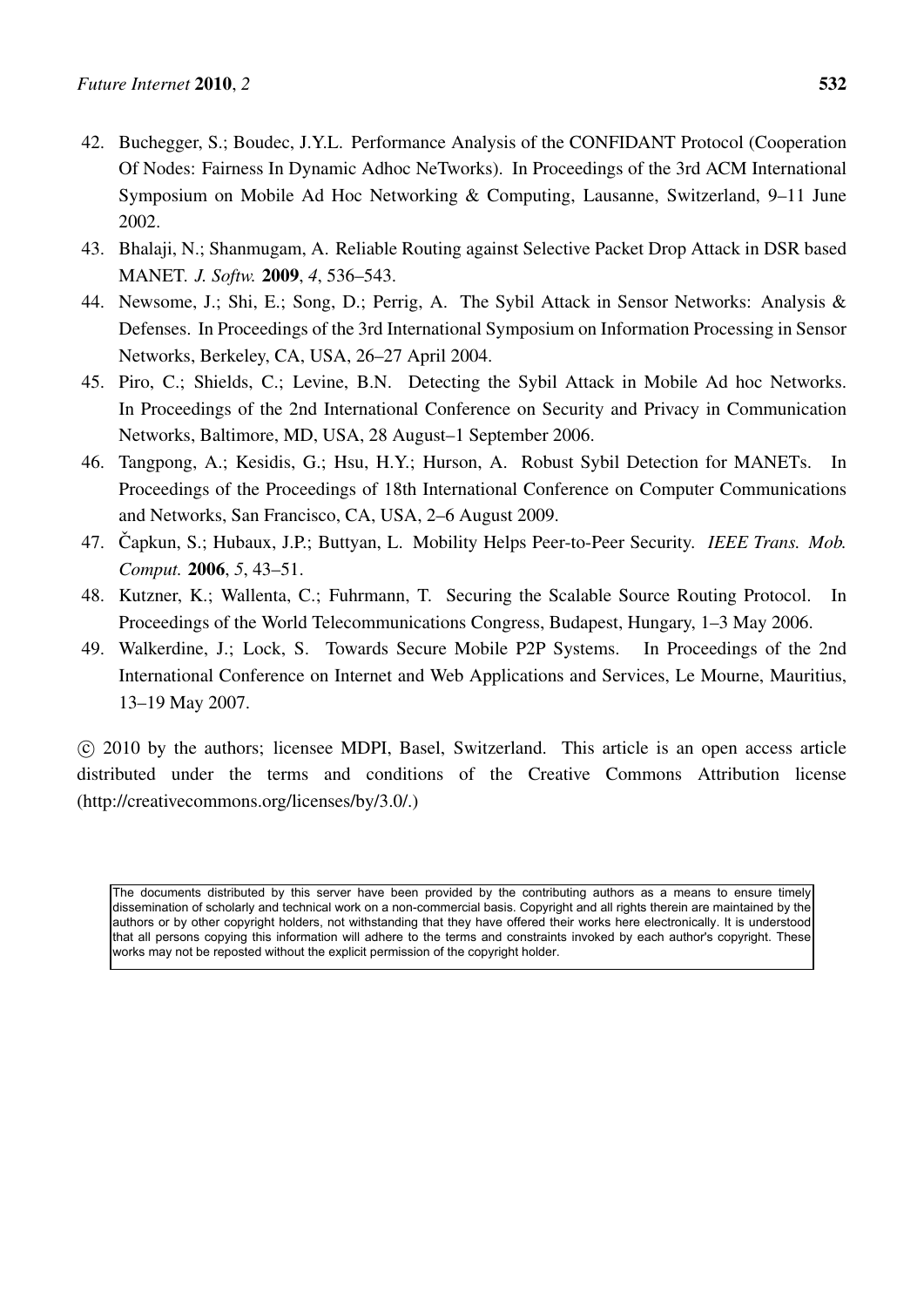42. Buchegger, S.; Boudec, J.Y.L. Performance Analysis of the CONFIDANT Protocol (Cooperation Of Nodes: Fairness In Dynamic Adhoc NeTworks). In Proceedings of the 3rd ACM International Symposium on Mobile Ad Hoc Networking & Computing, Lausanne, Switzerland, 9–11 June 2002.
43. Bhalaji, N.; Shanmugam, A. Reliable Routing against Selective Packet Drop Attack in DSR based MANET. *J. Softw.* **2009**, *4*, 536–543.
44. Newsome, J.; Shi, E.; Song, D.; Perrig, A. The Sybil Attack in Sensor Networks: Analysis & Defenses. In Proceedings of the 3rd International Symposium on Information Processing in Sensor Networks, Berkeley, CA, USA, 26–27 April 2004.
45. Piro, C.; Shields, C.; Levine, B.N. Detecting the Sybil Attack in Mobile Ad hoc Networks. In Proceedings of the 2nd International Conference on Security and Privacy in Communication Networks, Baltimore, MD, USA, 28 August–1 September 2006.
46. Tangpong, A.; Kesidis, G.; Hsu, H.Y.; Hurson, A. Robust Sybil Detection for MANETs. In Proceedings of the Proceedings of 18th International Conference on Computer Communications and Networks, San Francisco, CA, USA, 2–6 August 2009.
47. Čapkun, S.; Hubaux, J.P.; Buttyan, L. Mobility Helps Peer-to-Peer Security. *IEEE Trans. Mob. Comput.* **2006**, *5*, 43–51.
48. Kutzner, K.; Wallenta, C.; Fuhrmann, T. Securing the Scalable Source Routing Protocol. In Proceedings of the World Telecommunications Congress, Budapest, Hungary, 1–3 May 2006.
49. Walkerdine, J.; Lock, S. Towards Secure Mobile P2P Systems. In Proceedings of the 2nd International Conference on Internet and Web Applications and Services, Le Mourne, Mauritius, 13–19 May 2007.

© 2010 by the authors; licensee MDPI, Basel, Switzerland. This article is an open access article distributed under the terms and conditions of the Creative Commons Attribution license (http://creativecommons.org/licenses/by/3.0/.)

The documents distributed by this server have been provided by the contributing authors as a means to ensure timely dissemination of scholarly and technical work on a non-commercial basis. Copyright and all rights therein are maintained by the authors or by other copyright holders, not withstanding that they have offered their works here electronically. It is understood that all persons copying this information will adhere to the terms and constraints invoked by each author's copyright. These works may not be reposted without the explicit permission of the copyright holder.